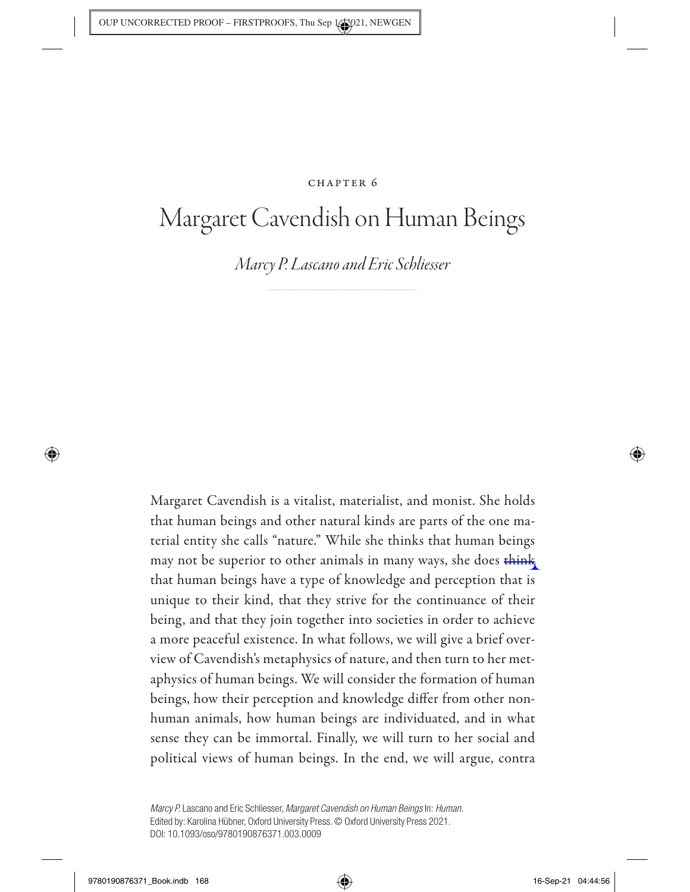CHAPTER 6

# Margaret Cavendish on Human Beings

*Marcy P. Lascano and Eric Schliesser*

Margaret Cavendish is a vitalist, materialist, and monist. She holds that human beings and other natural kinds are parts of the one material entity she calls "nature." While she thinks that human beings may not be superior to other animals in many ways, she does think that human beings have a type of knowledge and perception that is unique to their kind, that they strive for the continuance of their being, and that they join together into societies in order to achieve a more peaceful existence. In what follows, we will give a brief overview of Cavendish's metaphysics of nature, and then turn to her metaphysics of human beings. We will consider the formation of human beings, how their perception and knowledge differ from other nonhuman animals, how human beings are individuated, and in what sense they can be immortal. Finally, we will turn to her social and political views of human beings. In the end, we will argue, contra

*Marcy P.* Lascano and Eric Schliesser, *Margaret Cavendish on Human Beings* In: *Human*. Edited by: Karolina Hübner, Oxford University Press. © Oxford University Press 2021. DOI: 10.1093/oso/9780190876371.003.0009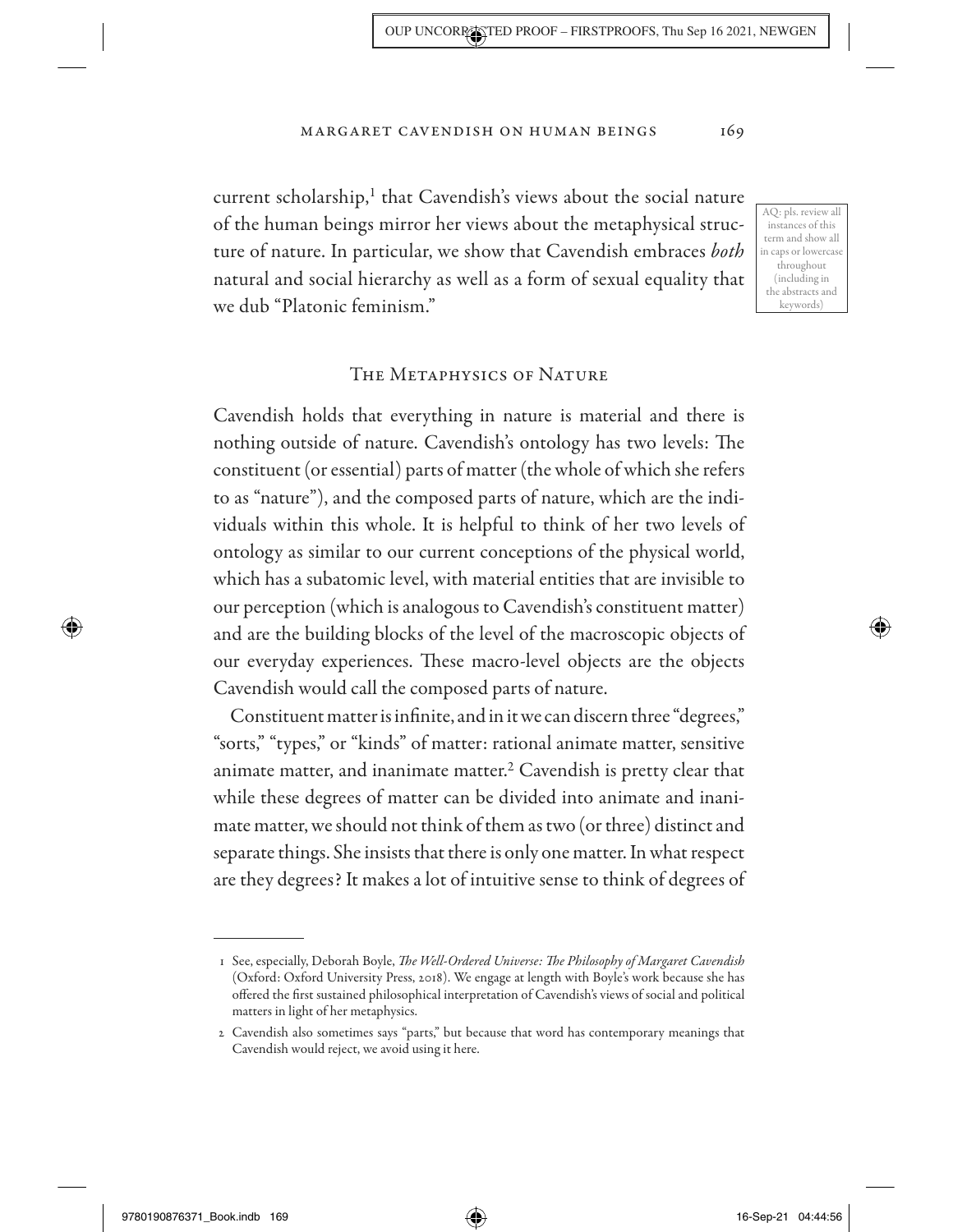current scholarship,[1] that Cavendish's views about the social nature of the human beings mirror her views about the metaphysical structure of nature. In particular, we show that Cavendish embraces *both* natural and social hierarchy as well as a form of sexual equality that we dub "Platonic feminism."

## The Metaphysics of Nature

Cavendish holds that everything in nature is material and there is nothing outside of nature. Cavendish's ontology has two levels: The constituent (or essential) parts of matter (the whole of which she refers to as "nature"), and the composed parts of nature, which are the individuals within this whole. It is helpful to think of her two levels of ontology as similar to our current conceptions of the physical world, which has a subatomic level, with material entities that are invisible to our perception (which is analogous to Cavendish's constituent matter) and are the building blocks of the level of the macroscopic objects of our everyday experiences. These macro-level objects are the objects Cavendish would call the composed parts of nature.

Constituent matter is infinite, and in it we can discern three "degrees," "sorts," "types," or "kinds" of matter: rational animate matter, sensitive animate matter, and inanimate matter.[2] Cavendish is pretty clear that while these degrees of matter can be divided into animate and inanimate matter, we should not think of them as two (or three) distinct and separate things. She insists that there is only one matter. In what respect are they degrees? It makes a lot of intuitive sense to think of degrees of

---

1 See, especially, Deborah Boyle, *The Well-Ordered Universe: The Philosophy of Margaret Cavendish* (Oxford: Oxford University Press, 2018). We engage at length with Boyle's work because she has offered the first sustained philosophical interpretation of Cavendish's views of social and political matters in light of her metaphysics.

2 Cavendish also sometimes says "parts," but because that word has contemporary meanings that Cavendish would reject, we avoid using it here.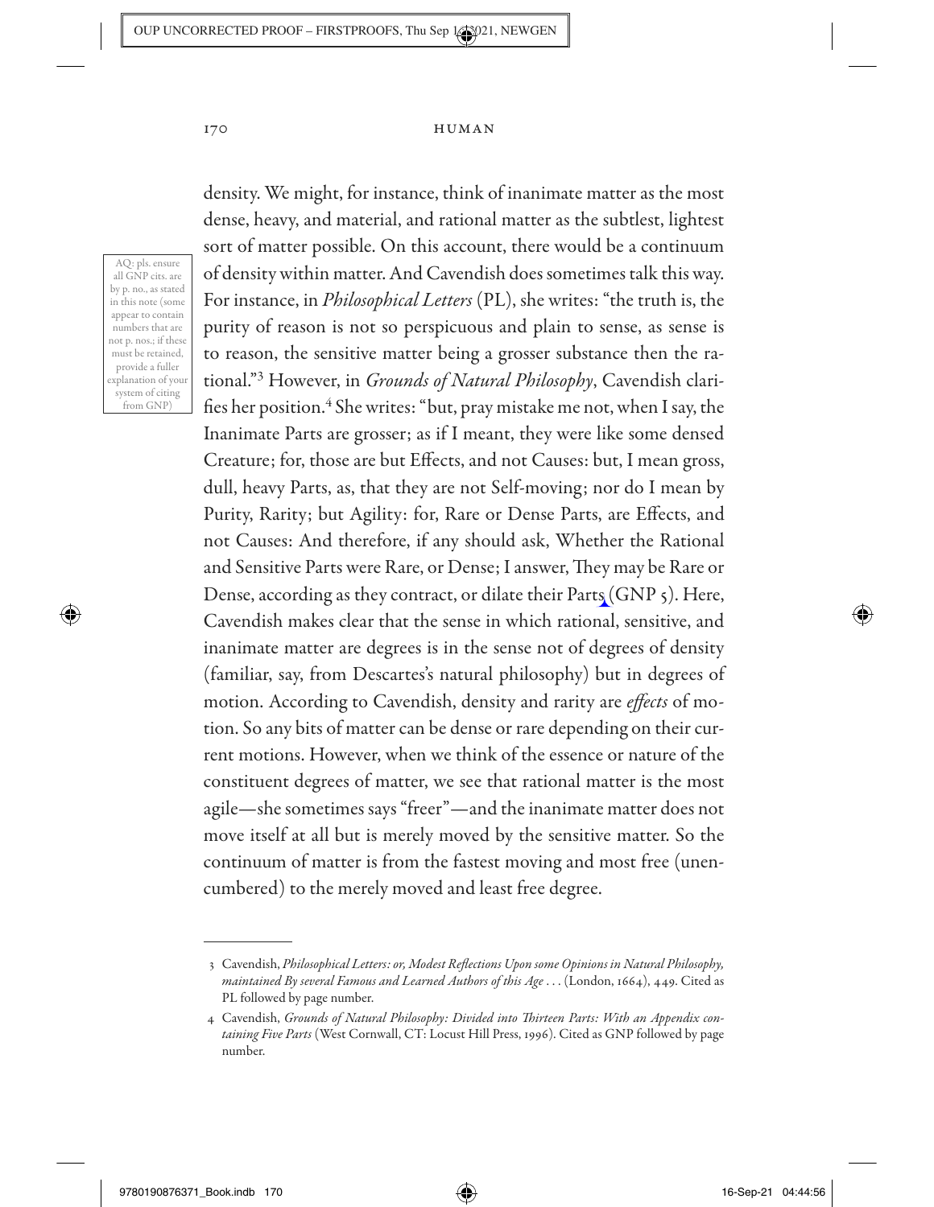density. We might, for instance, think of inanimate matter as the most dense, heavy, and material, and rational matter as the subtlest, lightest sort of matter possible. On this account, there would be a continuum of density within matter. And Cavendish does sometimes talk this way. For instance, in *Philosophical Letters* (PL), she writes: "the truth is, the purity of reason is not so perspicuous and plain to sense, as sense is to reason, the sensitive matter being a grosser substance then the rational."[3] However, in *Grounds of Natural Philosophy*, Cavendish clarifies her position.[4] She writes: "but, pray mistake me not, when I say, the Inanimate Parts are grosser; as if I meant, they were like some densed Creature; for, those are but Effects, and not Causes: but, I mean gross, dull, heavy Parts, as, that they are not Self-moving; nor do I mean by Purity, Rarity; but Agility: for, Rare or Dense Parts, are Effects, and not Causes: And therefore, if any should ask, Whether the Rational and Sensitive Parts were Rare, or Dense; I answer, They may be Rare or Dense, according as they contract, or dilate their Parts (GNP 5). Here, Cavendish makes clear that the sense in which rational, sensitive, and inanimate matter are degrees is in the sense not of degrees of density (familiar, say, from Descartes's natural philosophy) but in degrees of motion. According to Cavendish, density and rarity are *effects* of motion. So any bits of matter can be dense or rare depending on their current motions. However, when we think of the essence or nature of the constituent degrees of matter, we see that rational matter is the most agile—she sometimes says "freer"—and the inanimate matter does not move itself at all but is merely moved by the sensitive matter. So the continuum of matter is from the fastest moving and most free (unencumbered) to the merely moved and least free degree.

---

3 Cavendish, *Philosophical Letters: or, Modest Reflections Upon some Opinions in Natural Philosophy, maintained By several Famous and Learned Authors of this Age* . . . (London, 1664), 449. Cited as PL followed by page number.

4 Cavendish, *Grounds of Natural Philosophy: Divided into Thirteen Parts: With an Appendix containing Five Parts* (West Cornwall, CT: Locust Hill Press, 1996). Cited as GNP followed by page number.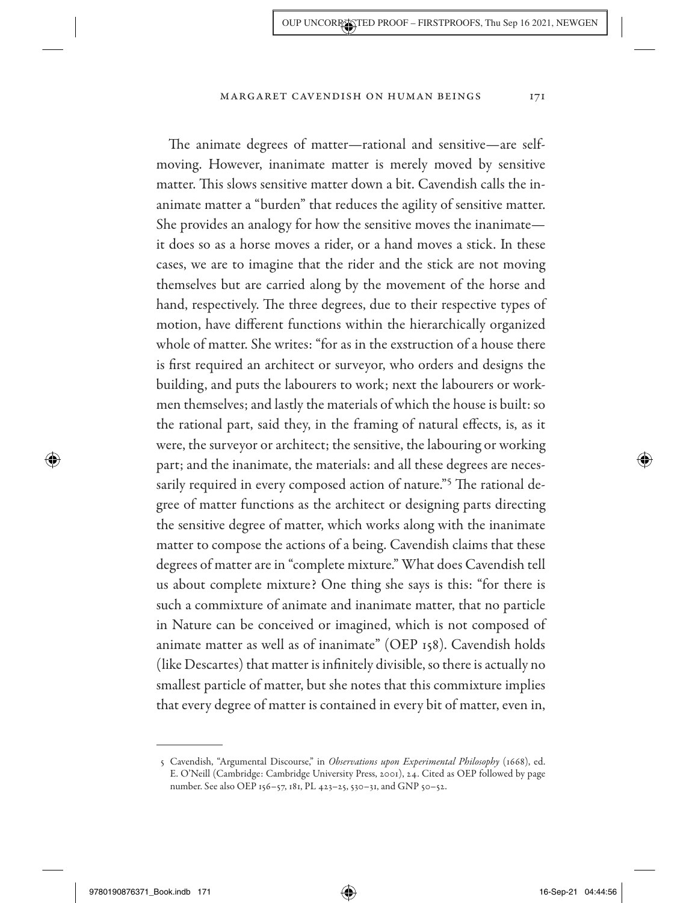The animate degrees of matter—rational and sensitive—are self-moving. However, inanimate matter is merely moved by sensitive matter. This slows sensitive matter down a bit. Cavendish calls the inanimate matter a "burden" that reduces the agility of sensitive matter. She provides an analogy for how the sensitive moves the inanimate—it does so as a horse moves a rider, or a hand moves a stick. In these cases, we are to imagine that the rider and the stick are not moving themselves but are carried along by the movement of the horse and hand, respectively. The three degrees, due to their respective types of motion, have different functions within the hierarchically organized whole of matter. She writes: "for as in the exstruction of a house there is first required an architect or surveyor, who orders and designs the building, and puts the labourers to work; next the labourers or workmen themselves; and lastly the materials of which the house is built: so the rational part, said they, in the framing of natural effects, is, as it were, the surveyor or architect; the sensitive, the labouring or working part; and the inanimate, the materials: and all these degrees are necessarily required in every composed action of nature."[5] The rational degree of matter functions as the architect or designing parts directing the sensitive degree of matter, which works along with the inanimate matter to compose the actions of a being. Cavendish claims that these degrees of matter are in "complete mixture." What does Cavendish tell us about complete mixture? One thing she says is this: "for there is such a commixture of animate and inanimate matter, that no particle in Nature can be conceived or imagined, which is not composed of animate matter as well as of inanimate" (OEP 158). Cavendish holds (like Descartes) that matter is infinitely divisible, so there is actually no smallest particle of matter, but she notes that this commixture implies that every degree of matter is contained in every bit of matter, even in,

---

5 Cavendish, "Argumental Discourse," in *Observations upon Experimental Philosophy* (1668), ed. E. O'Neill (Cambridge: Cambridge University Press, 2001), 24. Cited as OEP followed by page number. See also OEP 156–57, 181, PL 423–25, 530–31, and GNP 50–52.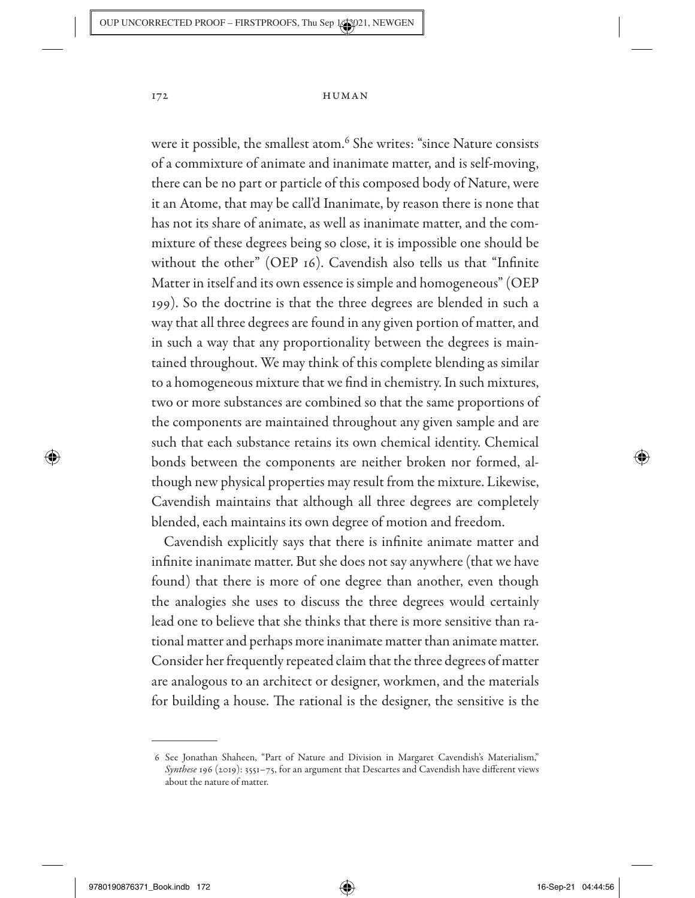were it possible, the smallest atom.[6] She writes: "since Nature consists of a commixture of animate and inanimate matter, and is self-moving, there can be no part or particle of this composed body of Nature, were it an Atome, that may be call'd Inanimate, by reason there is none that has not its share of animate, as well as inanimate matter, and the commixture of these degrees being so close, it is impossible one should be without the other" (OEP 16). Cavendish also tells us that "Infinite Matter in itself and its own essence is simple and homogeneous" (OEP 199). So the doctrine is that the three degrees are blended in such a way that all three degrees are found in any given portion of matter, and in such a way that any proportionality between the degrees is maintained throughout. We may think of this complete blending as similar to a homogeneous mixture that we find in chemistry. In such mixtures, two or more substances are combined so that the same proportions of the components are maintained throughout any given sample and are such that each substance retains its own chemical identity. Chemical bonds between the components are neither broken nor formed, although new physical properties may result from the mixture. Likewise, Cavendish maintains that although all three degrees are completely blended, each maintains its own degree of motion and freedom.

Cavendish explicitly says that there is infinite animate matter and infinite inanimate matter. But she does not say anywhere (that we have found) that there is more of one degree than another, even though the analogies she uses to discuss the three degrees would certainly lead one to believe that she thinks that there is more sensitive than rational matter and perhaps more inanimate matter than animate matter. Consider her frequently repeated claim that the three degrees of matter are analogous to an architect or designer, workmen, and the materials for building a house. The rational is the designer, the sensitive is the

---

6 See Jonathan Shaheen, "Part of Nature and Division in Margaret Cavendish's Materialism," *Synthese* 196 (2019): 3551–75, for an argument that Descartes and Cavendish have different views about the nature of matter.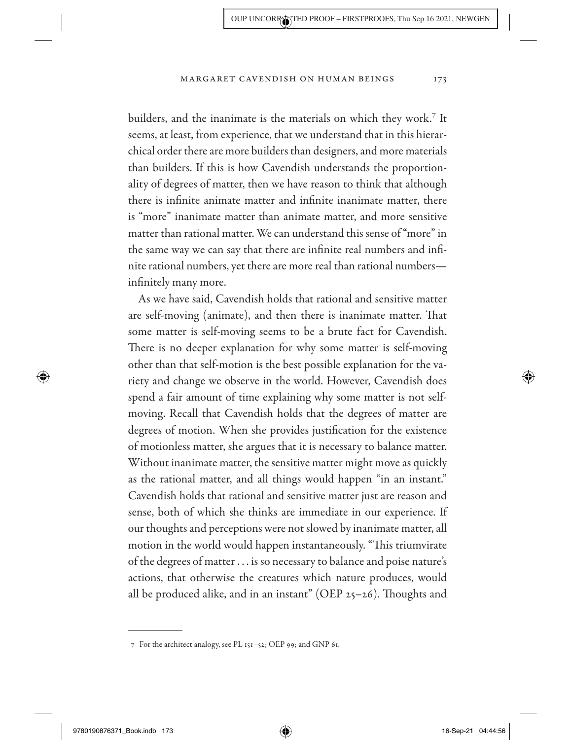builders, and the inanimate is the materials on which they work.[7] It seems, at least, from experience, that we understand that in this hierarchical order there are more builders than designers, and more materials than builders. If this is how Cavendish understands the proportionality of degrees of matter, then we have reason to think that although there is infinite animate matter and infinite inanimate matter, there is "more" inanimate matter than animate matter, and more sensitive matter than rational matter. We can understand this sense of "more" in the same way we can say that there are infinite real numbers and infinite rational numbers, yet there are more real than rational numbers—infinitely many more.

As we have said, Cavendish holds that rational and sensitive matter are self-moving (animate), and then there is inanimate matter. That some matter is self-moving seems to be a brute fact for Cavendish. There is no deeper explanation for why some matter is self-moving other than that self-motion is the best possible explanation for the variety and change we observe in the world. However, Cavendish does spend a fair amount of time explaining why some matter is not self-moving. Recall that Cavendish holds that the degrees of matter are degrees of motion. When she provides justification for the existence of motionless matter, she argues that it is necessary to balance matter. Without inanimate matter, the sensitive matter might move as quickly as the rational matter, and all things would happen "in an instant." Cavendish holds that rational and sensitive matter just are reason and sense, both of which she thinks are immediate in our experience. If our thoughts and perceptions were not slowed by inanimate matter, all motion in the world would happen instantaneously. "This triumvirate of the degrees of matter . . . is so necessary to balance and poise nature's actions, that otherwise the creatures which nature produces, would all be produced alike, and in an instant" (OEP 25–26). Thoughts and

---

7 For the architect analogy, see PL 151–52; OEP 99; and GNP 61.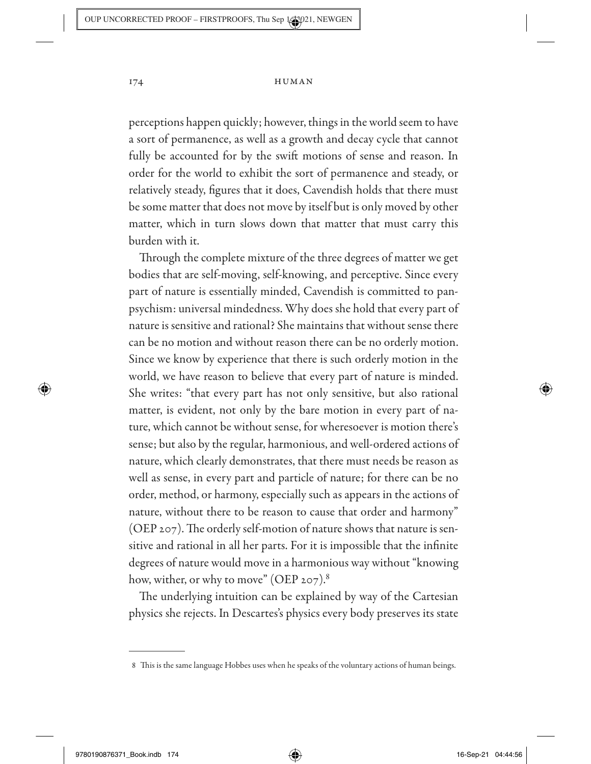perceptions happen quickly; however, things in the world seem to have a sort of permanence, as well as a growth and decay cycle that cannot fully be accounted for by the swift motions of sense and reason. In order for the world to exhibit the sort of permanence and steady, or relatively steady, figures that it does, Cavendish holds that there must be some matter that does not move by itself but is only moved by other matter, which in turn slows down that matter that must carry this burden with it.

Through the complete mixture of the three degrees of matter we get bodies that are self-moving, self-knowing, and perceptive. Since every part of nature is essentially minded, Cavendish is committed to panpsychism: universal mindedness. Why does she hold that every part of nature is sensitive and rational? She maintains that without sense there can be no motion and without reason there can be no orderly motion. Since we know by experience that there is such orderly motion in the world, we have reason to believe that every part of nature is minded. She writes: "that every part has not only sensitive, but also rational matter, is evident, not only by the bare motion in every part of nature, which cannot be without sense, for wheresoever is motion there's sense; but also by the regular, harmonious, and well-ordered actions of nature, which clearly demonstrates, that there must needs be reason as well as sense, in every part and particle of nature; for there can be no order, method, or harmony, especially such as appears in the actions of nature, without there to be reason to cause that order and harmony" (OEP 207). The orderly self-motion of nature shows that nature is sensitive and rational in all her parts. For it is impossible that the infinite degrees of nature would move in a harmonious way without "knowing how, wither, or why to move" (OEP 207).[8]

The underlying intuition can be explained by way of the Cartesian physics she rejects. In Descartes's physics every body preserves its state

---

[8] This is the same language Hobbes uses when he speaks of the voluntary actions of human beings.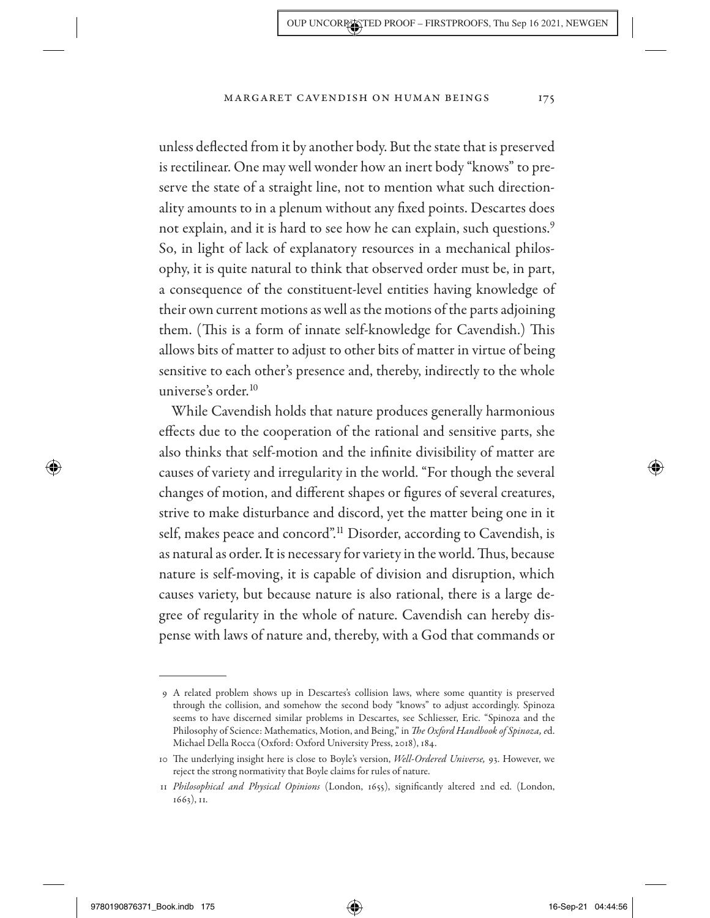unless deflected from it by another body. But the state that is preserved is rectilinear. One may well wonder how an inert body "knows" to preserve the state of a straight line, not to mention what such directionality amounts to in a plenum without any fixed points. Descartes does not explain, and it is hard to see how he can explain, such questions.[9] So, in light of lack of explanatory resources in a mechanical philosophy, it is quite natural to think that observed order must be, in part, a consequence of the constituent-level entities having knowledge of their own current motions as well as the motions of the parts adjoining them. (This is a form of innate self-knowledge for Cavendish.) This allows bits of matter to adjust to other bits of matter in virtue of being sensitive to each other's presence and, thereby, indirectly to the whole universe's order.[10]

While Cavendish holds that nature produces generally harmonious effects due to the cooperation of the rational and sensitive parts, she also thinks that self-motion and the infinite divisibility of matter are causes of variety and irregularity in the world. "For though the several changes of motion, and different shapes or figures of several creatures, strive to make disturbance and discord, yet the matter being one in it self, makes peace and concord".[11] Disorder, according to Cavendish, is as natural as order. It is necessary for variety in the world. Thus, because nature is self-moving, it is capable of division and disruption, which causes variety, but because nature is also rational, there is a large degree of regularity in the whole of nature. Cavendish can hereby dispense with laws of nature and, thereby, with a God that commands or

---

9 A related problem shows up in Descartes's collision laws, where some quantity is preserved through the collision, and somehow the second body "knows" to adjust accordingly. Spinoza seems to have discerned similar problems in Descartes, see Schliesser, Eric. "Spinoza and the Philosophy of Science: Mathematics, Motion, and Being," in *The Oxford Handbook of Spinoza*, ed. Michael Della Rocca (Oxford: Oxford University Press, 2018), 184.

10 The underlying insight here is close to Boyle's version, *Well-Ordered Universe*, 93. However, we reject the strong normativity that Boyle claims for rules of nature.

11 *Philosophical and Physical Opinions* (London, 1655), significantly altered 2nd ed. (London, 1663), 11.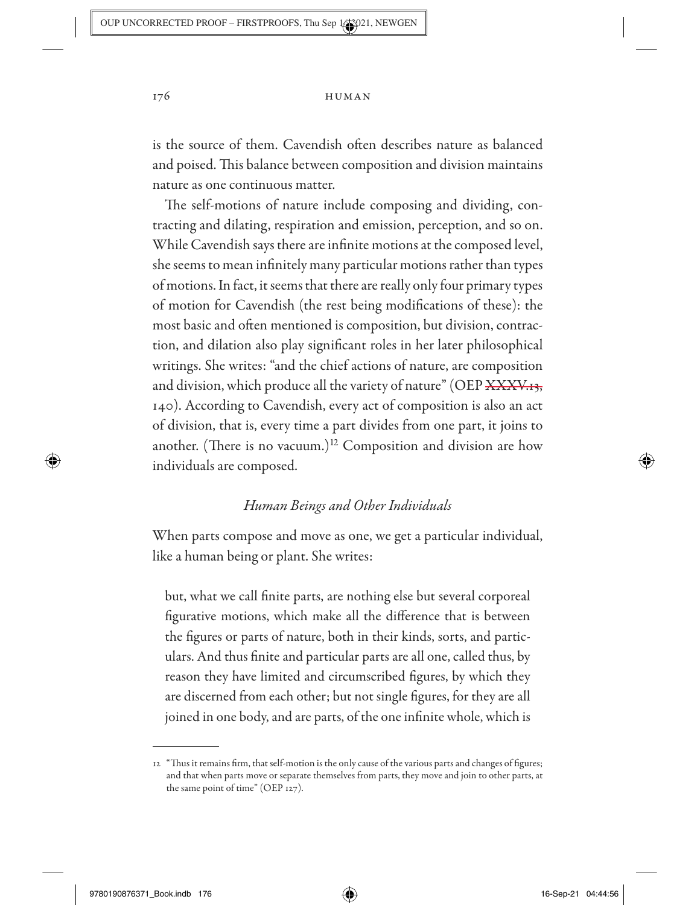is the source of them. Cavendish often describes nature as balanced and poised. This balance between composition and division maintains nature as one continuous matter.

The self-motions of nature include composing and dividing, contracting and dilating, respiration and emission, perception, and so on. While Cavendish says there are infinite motions at the composed level, she seems to mean infinitely many particular motions rather than types of motions. In fact, it seems that there are really only four primary types of motion for Cavendish (the rest being modifications of these): the most basic and often mentioned is composition, but division, contraction, and dilation also play significant roles in her later philosophical writings. She writes: "and the chief actions of nature, are composition and division, which produce all the variety of nature" (OEP ~~XXXV.13,~~ 140). According to Cavendish, every act of composition is also an act of division, that is, every time a part divides from one part, it joins to another. (There is no vacuum.)[12] Composition and division are how individuals are composed.

### *Human Beings and Other Individuals*

When parts compose and move as one, we get a particular individual, like a human being or plant. She writes:

> but, what we call finite parts, are nothing else but several corporeal figurative motions, which make all the difference that is between the figures or parts of nature, both in their kinds, sorts, and particulars. And thus finite and particular parts are all one, called thus, by reason they have limited and circumscribed figures, by which they are discerned from each other; but not single figures, for they are all joined in one body, and are parts, of the one infinite whole, which is

---

12 "Thus it remains firm, that self-motion is the only cause of the various parts and changes of figures; and that when parts move or separate themselves from parts, they move and join to other parts, at the same point of time" (OEP 127).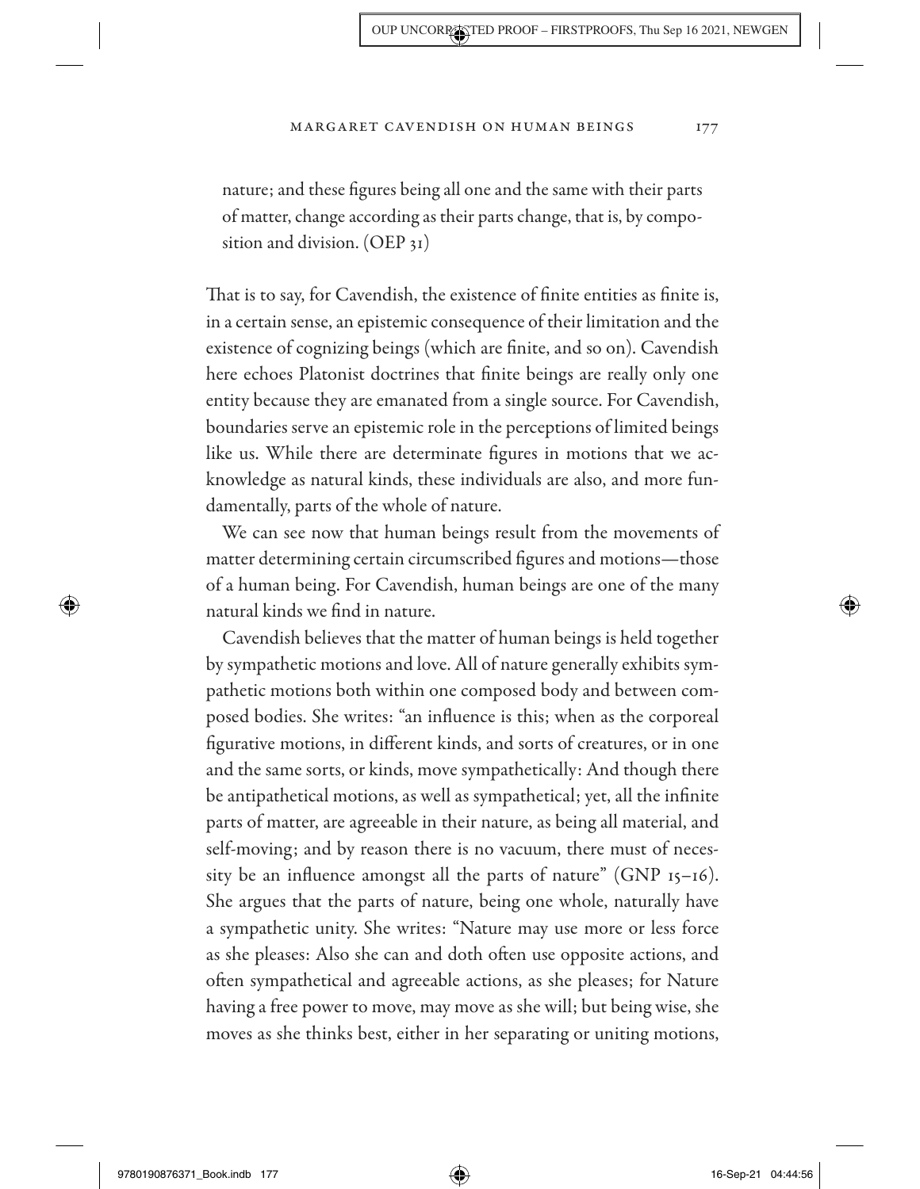nature; and these figures being all one and the same with their parts of matter, change according as their parts change, that is, by composition and division. (OEP 31)

That is to say, for Cavendish, the existence of finite entities as finite is, in a certain sense, an epistemic consequence of their limitation and the existence of cognizing beings (which are finite, and so on). Cavendish here echoes Platonist doctrines that finite beings are really only one entity because they are emanated from a single source. For Cavendish, boundaries serve an epistemic role in the perceptions of limited beings like us. While there are determinate figures in motions that we acknowledge as natural kinds, these individuals are also, and more fundamentally, parts of the whole of nature.

We can see now that human beings result from the movements of matter determining certain circumscribed figures and motions—those of a human being. For Cavendish, human beings are one of the many natural kinds we find in nature.

Cavendish believes that the matter of human beings is held together by sympathetic motions and love. All of nature generally exhibits sympathetic motions both within one composed body and between composed bodies. She writes: "an influence is this; when as the corporeal figurative motions, in different kinds, and sorts of creatures, or in one and the same sorts, or kinds, move sympathetically: And though there be antipathetical motions, as well as sympathetical; yet, all the infinite parts of matter, are agreeable in their nature, as being all material, and self-moving; and by reason there is no vacuum, there must of necessity be an influence amongst all the parts of nature" (GNP 15–16). She argues that the parts of nature, being one whole, naturally have a sympathetic unity. She writes: "Nature may use more or less force as she pleases: Also she can and doth often use opposite actions, and often sympathetical and agreeable actions, as she pleases; for Nature having a free power to move, may move as she will; but being wise, she moves as she thinks best, either in her separating or uniting motions,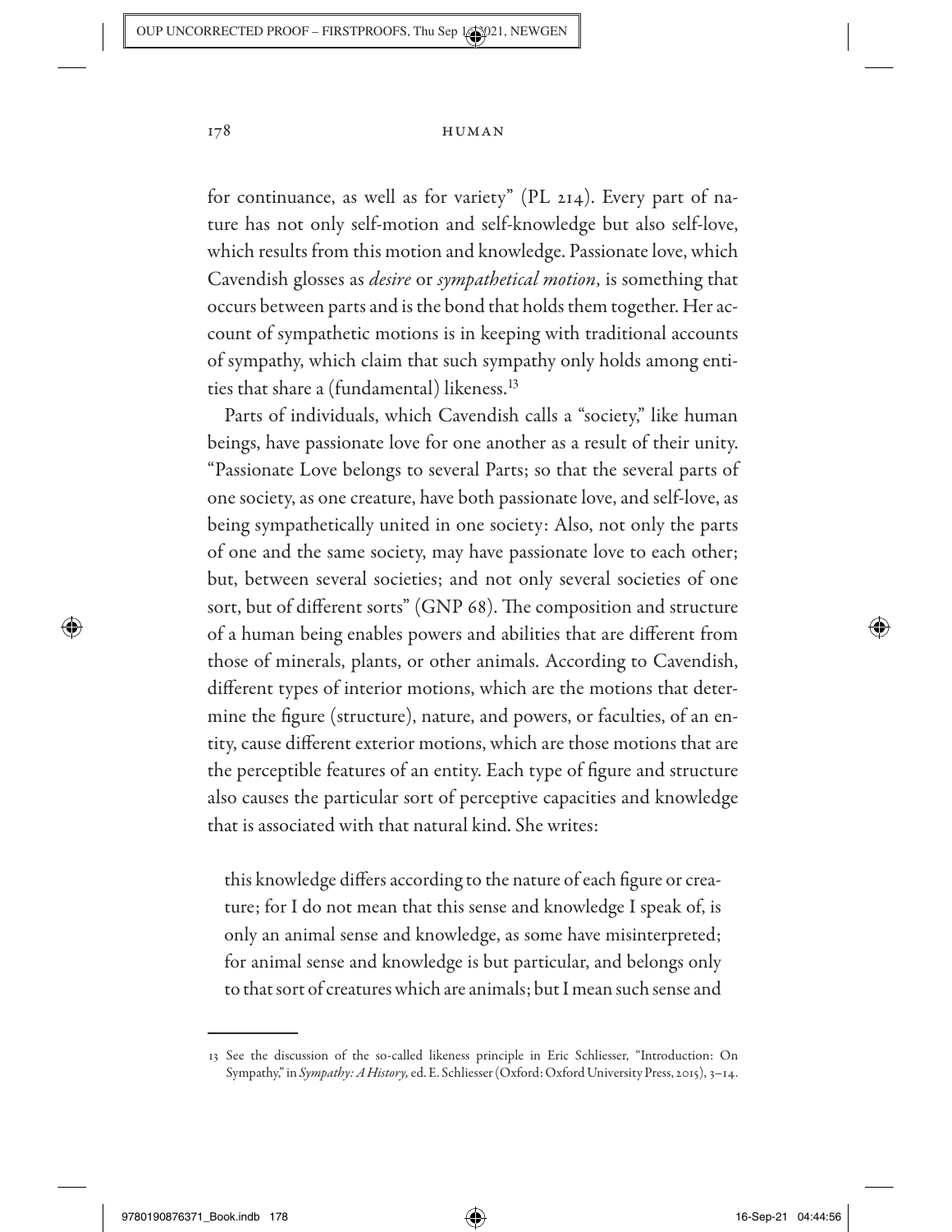for continuance, as well as for variety" (PL 214). Every part of nature has not only self-motion and self-knowledge but also self-love, which results from this motion and knowledge. Passionate love, which Cavendish glosses as *desire* or *sympathetical motion*, is something that occurs between parts and is the bond that holds them together. Her account of sympathetic motions is in keeping with traditional accounts of sympathy, which claim that such sympathy only holds among entities that share a (fundamental) likeness.[13]

Parts of individuals, which Cavendish calls a "society," like human beings, have passionate love for one another as a result of their unity. "Passionate Love belongs to several Parts; so that the several parts of one society, as one creature, have both passionate love, and self-love, as being sympathetically united in one society: Also, not only the parts of one and the same society, may have passionate love to each other; but, between several societies; and not only several societies of one sort, but of different sorts" (GNP 68). The composition and structure of a human being enables powers and abilities that are different from those of minerals, plants, or other animals. According to Cavendish, different types of interior motions, which are the motions that determine the figure (structure), nature, and powers, or faculties, of an entity, cause different exterior motions, which are those motions that are the perceptible features of an entity. Each type of figure and structure also causes the particular sort of perceptive capacities and knowledge that is associated with that natural kind. She writes:

> this knowledge differs according to the nature of each figure or creature; for I do not mean that this sense and knowledge I speak of, is only an animal sense and knowledge, as some have misinterpreted; for animal sense and knowledge is but particular, and belongs only to that sort of creatures which are animals; but I mean such sense and

---

13 See the discussion of the so-called likeness principle in Eric Schliesser, "Introduction: On Sympathy," in *Sympathy: A History,* ed. E. Schliesser (Oxford: Oxford University Press, 2015), 3–14.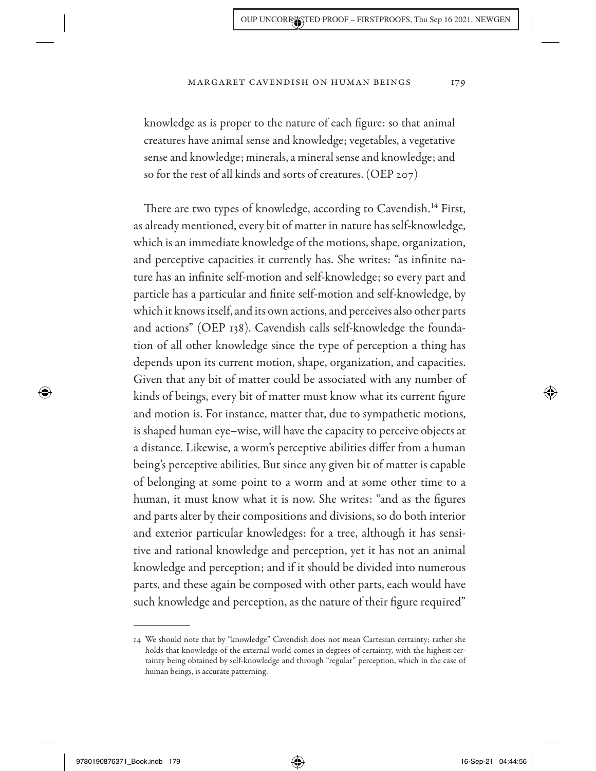knowledge as is proper to the nature of each figure: so that animal creatures have animal sense and knowledge; vegetables, a vegetative sense and knowledge; minerals, a mineral sense and knowledge; and so for the rest of all kinds and sorts of creatures. (OEP 207)

There are two types of knowledge, according to Cavendish.[14] First, as already mentioned, every bit of matter in nature has self-knowledge, which is an immediate knowledge of the motions, shape, organization, and perceptive capacities it currently has. She writes: "as infinite nature has an infinite self-motion and self-knowledge; so every part and particle has a particular and finite self-motion and self-knowledge, by which it knows itself, and its own actions, and perceives also other parts and actions" (OEP 138). Cavendish calls self-knowledge the foundation of all other knowledge since the type of perception a thing has depends upon its current motion, shape, organization, and capacities. Given that any bit of matter could be associated with any number of kinds of beings, every bit of matter must know what its current figure and motion is. For instance, matter that, due to sympathetic motions, is shaped human eye–wise, will have the capacity to perceive objects at a distance. Likewise, a worm's perceptive abilities differ from a human being's perceptive abilities. But since any given bit of matter is capable of belonging at some point to a worm and at some other time to a human, it must know what it is now. She writes: "and as the figures and parts alter by their compositions and divisions, so do both interior and exterior particular knowledges: for a tree, although it has sensitive and rational knowledge and perception, yet it has not an animal knowledge and perception; and if it should be divided into numerous parts, and these again be composed with other parts, each would have such knowledge and perception, as the nature of their figure required"

14 We should note that by "knowledge" Cavendish does not mean Cartesian certainty; rather she holds that knowledge of the external world comes in degrees of certainty, with the highest certainty being obtained by self-knowledge and through "regular" perception, which in the case of human beings, is accurate patterning.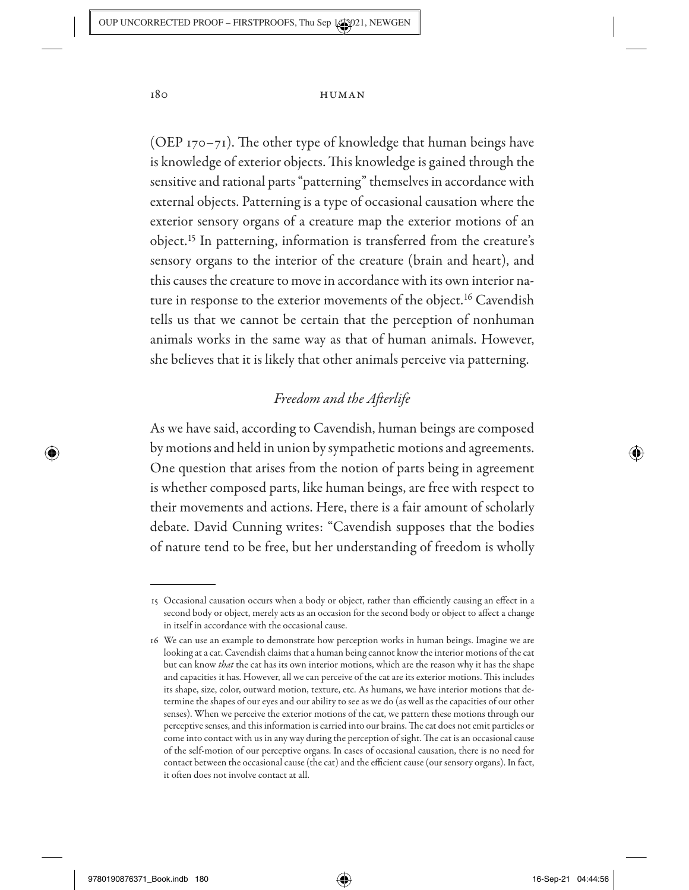(OEP 170–71). The other type of knowledge that human beings have is knowledge of exterior objects. This knowledge is gained through the sensitive and rational parts "patterning" themselves in accordance with external objects. Patterning is a type of occasional causation where the exterior sensory organs of a creature map the exterior motions of an object.[15] In patterning, information is transferred from the creature's sensory organs to the interior of the creature (brain and heart), and this causes the creature to move in accordance with its own interior nature in response to the exterior movements of the object.[16] Cavendish tells us that we cannot be certain that the perception of nonhuman animals works in the same way as that of human animals. However, she believes that it is likely that other animals perceive via patterning.

### *Freedom and the Afterlife*

As we have said, according to Cavendish, human beings are composed by motions and held in union by sympathetic motions and agreements. One question that arises from the notion of parts being in agreement is whether composed parts, like human beings, are free with respect to their movements and actions. Here, there is a fair amount of scholarly debate. David Cunning writes: "Cavendish supposes that the bodies of nature tend to be free, but her understanding of freedom is wholly

---

15 Occasional causation occurs when a body or object, rather than efficiently causing an effect in a second body or object, merely acts as an occasion for the second body or object to affect a change in itself in accordance with the occasional cause.

16 We can use an example to demonstrate how perception works in human beings. Imagine we are looking at a cat. Cavendish claims that a human being cannot know the interior motions of the cat but can know *that* the cat has its own interior motions, which are the reason why it has the shape and capacities it has. However, all we can perceive of the cat are its exterior motions. This includes its shape, size, color, outward motion, texture, etc. As humans, we have interior motions that determine the shapes of our eyes and our ability to see as we do (as well as the capacities of our other senses). When we perceive the exterior motions of the cat, we pattern these motions through our perceptive senses, and this information is carried into our brains. The cat does not emit particles or come into contact with us in any way during the perception of sight. The cat is an occasional cause of the self-motion of our perceptive organs. In cases of occasional causation, there is no need for contact between the occasional cause (the cat) and the efficient cause (our sensory organs). In fact, it often does not involve contact at all.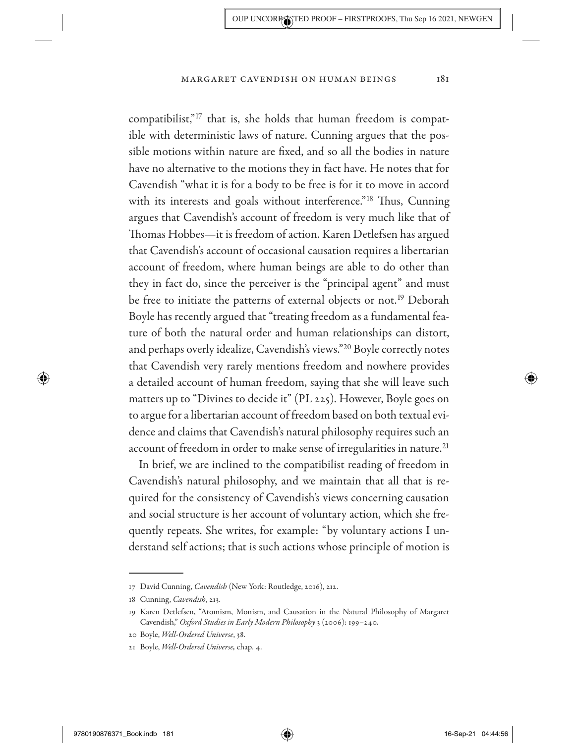compatibilist,"[17] that is, she holds that human freedom is compatible with deterministic laws of nature. Cunning argues that the possible motions within nature are fixed, and so all the bodies in nature have no alternative to the motions they in fact have. He notes that for Cavendish "what it is for a body to be free is for it to move in accord with its interests and goals without interference."[18] Thus, Cunning argues that Cavendish's account of freedom is very much like that of Thomas Hobbes—it is freedom of action. Karen Detlefsen has argued that Cavendish's account of occasional causation requires a libertarian account of freedom, where human beings are able to do other than they in fact do, since the perceiver is the "principal agent" and must be free to initiate the patterns of external objects or not.[19] Deborah Boyle has recently argued that "treating freedom as a fundamental feature of both the natural order and human relationships can distort, and perhaps overly idealize, Cavendish's views."[20] Boyle correctly notes that Cavendish very rarely mentions freedom and nowhere provides a detailed account of human freedom, saying that she will leave such matters up to "Divines to decide it" (PL 225). However, Boyle goes on to argue for a libertarian account of freedom based on both textual evidence and claims that Cavendish's natural philosophy requires such an account of freedom in order to make sense of irregularities in nature.[21]

In brief, we are inclined to the compatibilist reading of freedom in Cavendish's natural philosophy, and we maintain that all that is required for the consistency of Cavendish's views concerning causation and social structure is her account of voluntary action, which she frequently repeats. She writes, for example: "by voluntary actions I understand self actions; that is such actions whose principle of motion is

---

17 David Cunning, *Cavendish* (New York: Routledge, 2016), 212.

18 Cunning, *Cavendish*, 213.

19 Karen Detlefsen, "Atomism, Monism, and Causation in the Natural Philosophy of Margaret Cavendish," *Oxford Studies in Early Modern Philosophy* 3 (2006): 199–240.

20 Boyle, *Well-Ordered Universe*, 38.

21 Boyle, *Well-Ordered Universe,* chap. 4.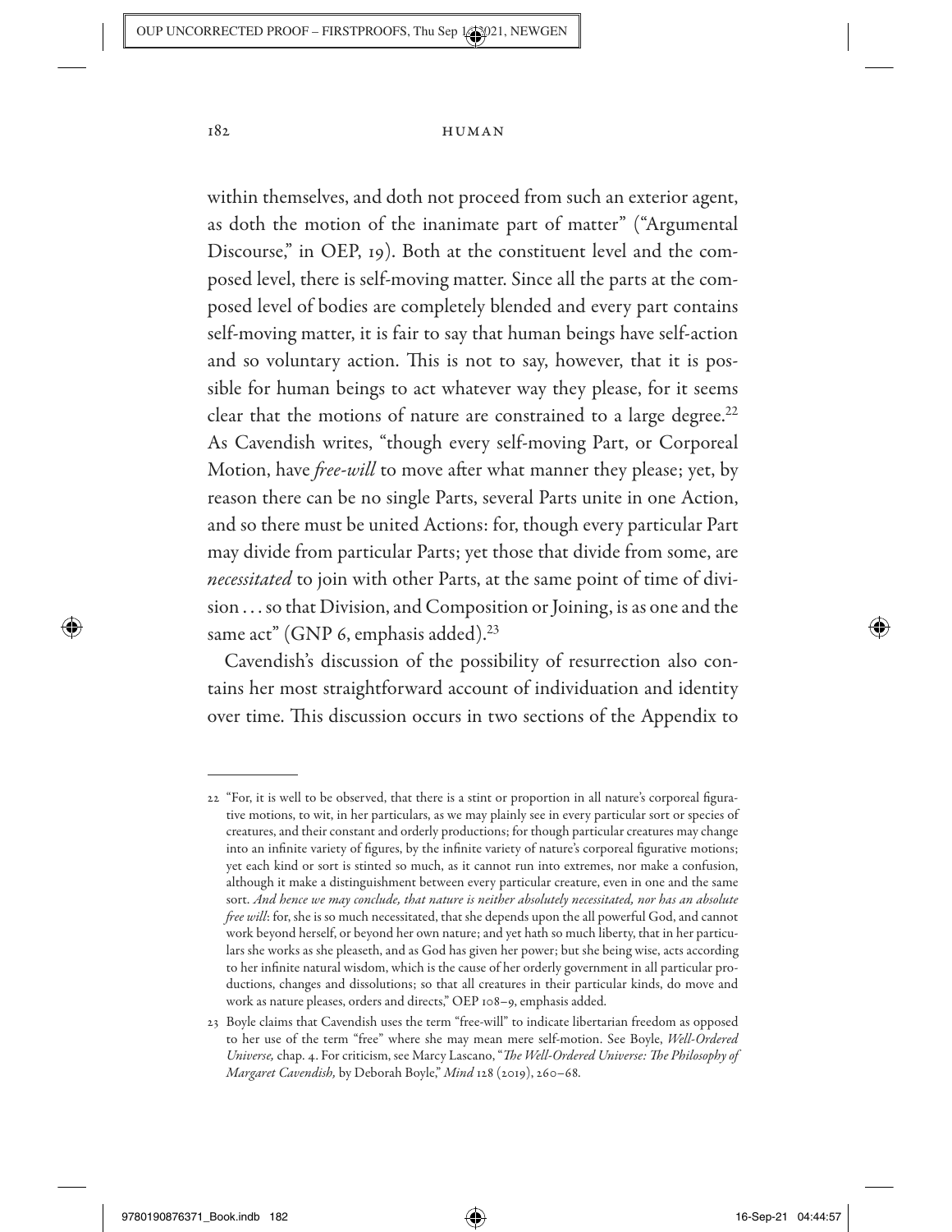within themselves, and doth not proceed from such an exterior agent, as doth the motion of the inanimate part of matter" ("Argumental Discourse," in OEP, 19). Both at the constituent level and the composed level, there is self-moving matter. Since all the parts at the composed level of bodies are completely blended and every part contains self-moving matter, it is fair to say that human beings have self-action and so voluntary action. This is not to say, however, that it is possible for human beings to act whatever way they please, for it seems clear that the motions of nature are constrained to a large degree.[22] As Cavendish writes, "though every self-moving Part, or Corporeal Motion, have *free-will* to move after what manner they please; yet, by reason there can be no single Parts, several Parts unite in one Action, and so there must be united Actions: for, though every particular Part may divide from particular Parts; yet those that divide from some, are *necessitated* to join with other Parts, at the same point of time of division . . . so that Division, and Composition or Joining, is as one and the same act" (GNP 6, emphasis added).[23]

Cavendish's discussion of the possibility of resurrection also contains her most straightforward account of individuation and identity over time. This discussion occurs in two sections of the Appendix to

---

22 "For, it is well to be observed, that there is a stint or proportion in all nature's corporeal figurative motions, to wit, in her particulars, as we may plainly see in every particular sort or species of creatures, and their constant and orderly productions; for though particular creatures may change into an infinite variety of figures, by the infinite variety of nature's corporeal figurative motions; yet each kind or sort is stinted so much, as it cannot run into extremes, nor make a confusion, although it make a distinguishment between every particular creature, even in one and the same sort. *And hence we may conclude, that nature is neither absolutely necessitated, nor has an absolute free will*: for, she is so much necessitated, that she depends upon the all powerful God, and cannot work beyond herself, or beyond her own nature; and yet hath so much liberty, that in her particulars she works as she pleaseth, and as God has given her power; but she being wise, acts according to her infinite natural wisdom, which is the cause of her orderly government in all particular productions, changes and dissolutions; so that all creatures in their particular kinds, do move and work as nature pleases, orders and directs," OEP 108–9, emphasis added.

23 Boyle claims that Cavendish uses the term "free-will" to indicate libertarian freedom as opposed to her use of the term "free" where she may mean mere self-motion. See Boyle, *Well-Ordered Universe,* chap. 4. For criticism, see Marcy Lascano, "*The Well-Ordered Universe: The Philosophy of Margaret Cavendish,* by Deborah Boyle," *Mind* 128 (2019), 260–68.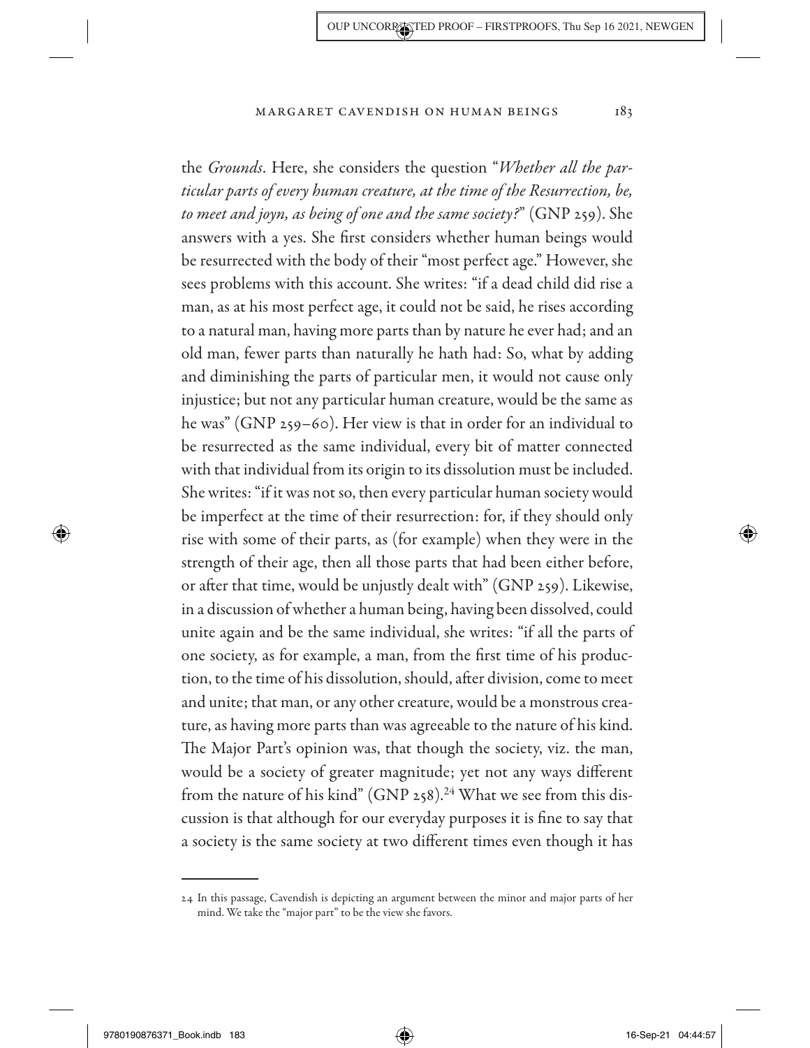the *Grounds*. Here, she considers the question "*Whether all the particular parts of every human creature, at the time of the Resurrection, be, to meet and joyn, as being of one and the same society?*" (GNP 259). She answers with a yes. She first considers whether human beings would be resurrected with the body of their "most perfect age." However, she sees problems with this account. She writes: "if a dead child did rise a man, as at his most perfect age, it could not be said, he rises according to a natural man, having more parts than by nature he ever had; and an old man, fewer parts than naturally he hath had: So, what by adding and diminishing the parts of particular men, it would not cause only injustice; but not any particular human creature, would be the same as he was" (GNP 259–60). Her view is that in order for an individual to be resurrected as the same individual, every bit of matter connected with that individual from its origin to its dissolution must be included. She writes: "if it was not so, then every particular human society would be imperfect at the time of their resurrection: for, if they should only rise with some of their parts, as (for example) when they were in the strength of their age, then all those parts that had been either before, or after that time, would be unjustly dealt with" (GNP 259). Likewise, in a discussion of whether a human being, having been dissolved, could unite again and be the same individual, she writes: "if all the parts of one society, as for example, a man, from the first time of his production, to the time of his dissolution, should, after division, come to meet and unite; that man, or any other creature, would be a monstrous creature, as having more parts than was agreeable to the nature of his kind. The Major Part's opinion was, that though the society, viz. the man, would be a society of greater magnitude; yet not any ways different from the nature of his kind" (GNP 258).[24] What we see from this discussion is that although for our everyday purposes it is fine to say that a society is the same society at two different times even though it has

24 In this passage, Cavendish is depicting an argument between the minor and major parts of her mind. We take the "major part" to be the view she favors.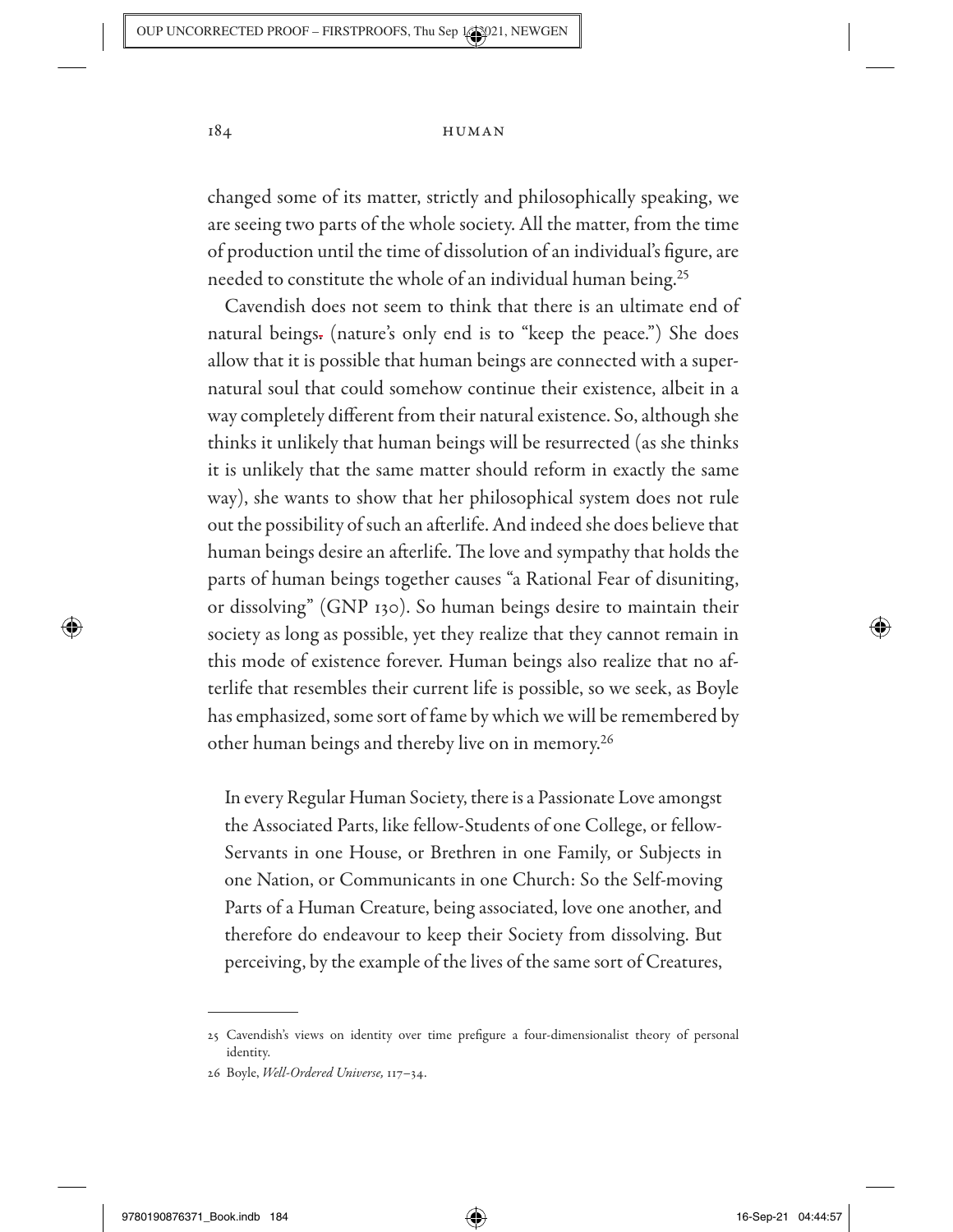changed some of its matter, strictly and philosophically speaking, we are seeing two parts of the whole society. All the matter, from the time of production until the time of dissolution of an individual's figure, are needed to constitute the whole of an individual human being.[25]

Cavendish does not seem to think that there is an ultimate end of natural beings. (nature's only end is to "keep the peace.") She does allow that it is possible that human beings are connected with a supernatural soul that could somehow continue their existence, albeit in a way completely different from their natural existence. So, although she thinks it unlikely that human beings will be resurrected (as she thinks it is unlikely that the same matter should reform in exactly the same way), she wants to show that her philosophical system does not rule out the possibility of such an afterlife. And indeed she does believe that human beings desire an afterlife. The love and sympathy that holds the parts of human beings together causes "a Rational Fear of disuniting, or dissolving" (GNP 130). So human beings desire to maintain their society as long as possible, yet they realize that they cannot remain in this mode of existence forever. Human beings also realize that no afterlife that resembles their current life is possible, so we seek, as Boyle has emphasized, some sort of fame by which we will be remembered by other human beings and thereby live on in memory.[26]

> In every Regular Human Society, there is a Passionate Love amongst the Associated Parts, like fellow-Students of one College, or fellow-Servants in one House, or Brethren in one Family, or Subjects in one Nation, or Communicants in one Church: So the Self-moving Parts of a Human Creature, being associated, love one another, and therefore do endeavour to keep their Society from dissolving. But perceiving, by the example of the lives of the same sort of Creatures,

---

25 Cavendish's views on identity over time prefigure a four-dimensionalist theory of personal identity.

26 Boyle, *Well-Ordered Universe,* 117–34.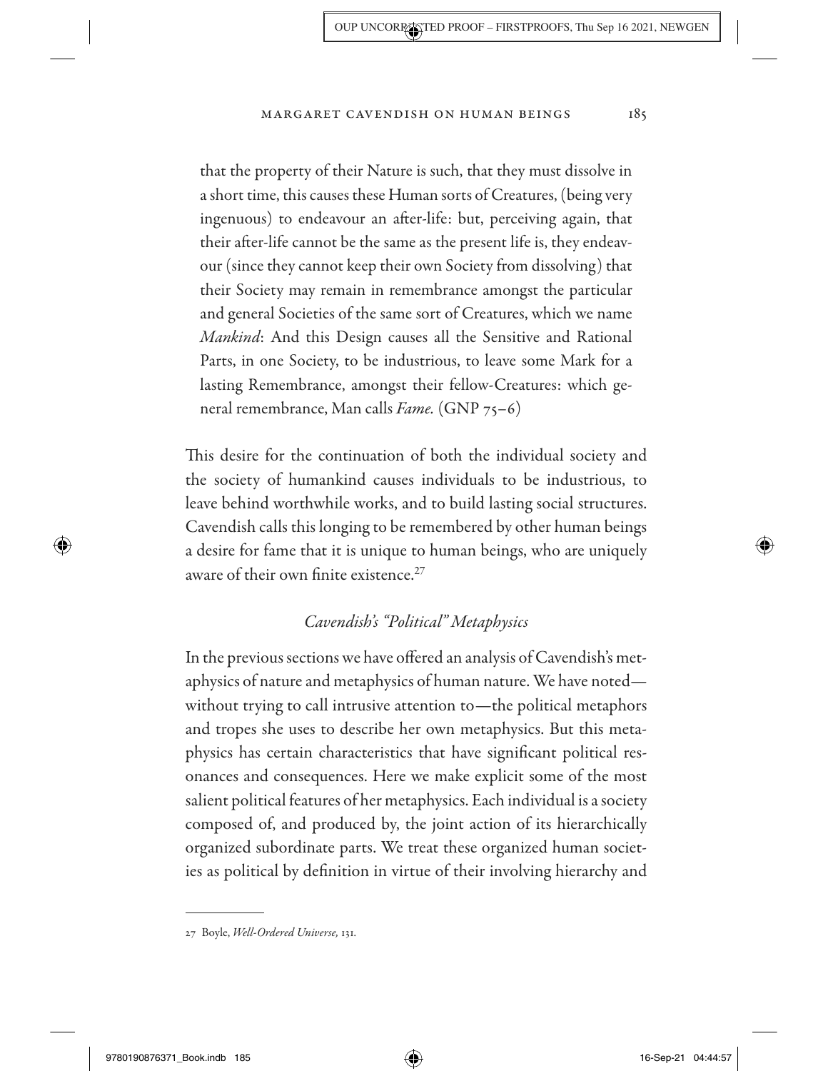> that the property of their Nature is such, that they must dissolve in a short time, this causes these Human sorts of Creatures, (being very ingenuous) to endeavour an after-life: but, perceiving again, that their after-life cannot be the same as the present life is, they endeavour (since they cannot keep their own Society from dissolving) that their Society may remain in remembrance amongst the particular and general Societies of the same sort of Creatures, which we name *Mankind*: And this Design causes all the Sensitive and Rational Parts, in one Society, to be industrious, to leave some Mark for a lasting Remembrance, amongst their fellow-Creatures: which general remembrance, Man calls *Fame.* (GNP 75–6)

This desire for the continuation of both the individual society and the society of humankind causes individuals to be industrious, to leave behind worthwhile works, and to build lasting social structures. Cavendish calls this longing to be remembered by other human beings a desire for fame that it is unique to human beings, who are uniquely aware of their own finite existence.[27]

### *Cavendish's "Political" Metaphysics*

In the previous sections we have offered an analysis of Cavendish's metaphysics of nature and metaphysics of human nature. We have noted—without trying to call intrusive attention to—the political metaphors and tropes she uses to describe her own metaphysics. But this metaphysics has certain characteristics that have significant political resonances and consequences. Here we make explicit some of the most salient political features of her metaphysics. Each individual is a society composed of, and produced by, the joint action of its hierarchically organized subordinate parts. We treat these organized human societies as political by definition in virtue of their involving hierarchy and

---

27 Boyle, *Well-Ordered Universe,* 131.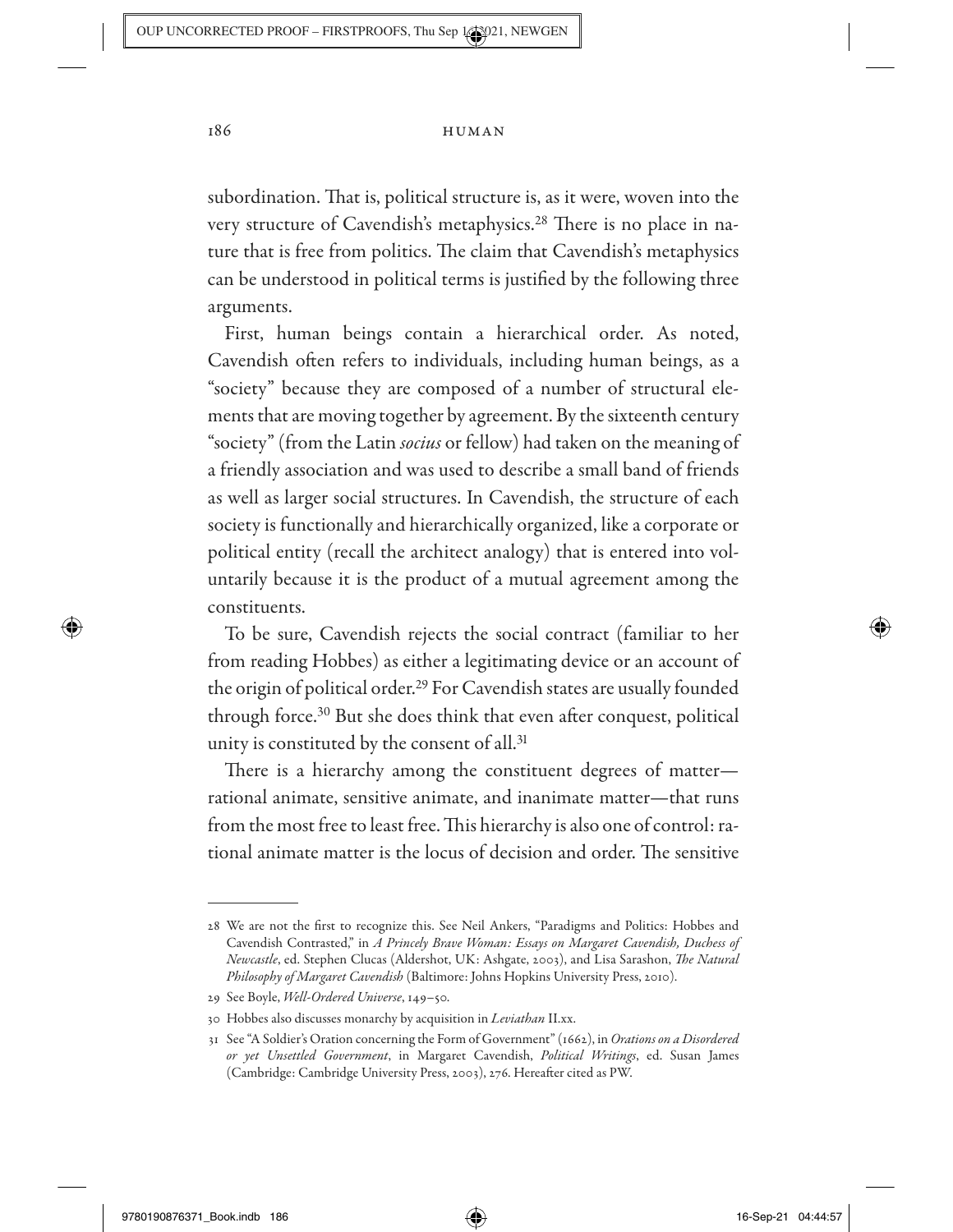subordination. That is, political structure is, as it were, woven into the very structure of Cavendish's metaphysics.[28] There is no place in nature that is free from politics. The claim that Cavendish's metaphysics can be understood in political terms is justified by the following three arguments.

First, human beings contain a hierarchical order. As noted, Cavendish often refers to individuals, including human beings, as a "society" because they are composed of a number of structural elements that are moving together by agreement. By the sixteenth century "society" (from the Latin *socius* or fellow) had taken on the meaning of a friendly association and was used to describe a small band of friends as well as larger social structures. In Cavendish, the structure of each society is functionally and hierarchically organized, like a corporate or political entity (recall the architect analogy) that is entered into voluntarily because it is the product of a mutual agreement among the constituents.

To be sure, Cavendish rejects the social contract (familiar to her from reading Hobbes) as either a legitimating device or an account of the origin of political order.[29] For Cavendish states are usually founded through force.[30] But she does think that even after conquest, political unity is constituted by the consent of all.[31]

There is a hierarchy among the constituent degrees of matter—rational animate, sensitive animate, and inanimate matter—that runs from the most free to least free. This hierarchy is also one of control: rational animate matter is the locus of decision and order. The sensitive

---

28 We are not the first to recognize this. See Neil Ankers, "Paradigms and Politics: Hobbes and Cavendish Contrasted," in *A Princely Brave Woman: Essays on Margaret Cavendish, Duchess of Newcastle*, ed. Stephen Clucas (Aldershot, UK: Ashgate, 2003), and Lisa Sarashon, *The Natural Philosophy of Margaret Cavendish* (Baltimore: Johns Hopkins University Press, 2010).

29 See Boyle, *Well-Ordered Universe*, 149–50.

30 Hobbes also discusses monarchy by acquisition in *Leviathan* II.xx.

31 See "A Soldier's Oration concerning the Form of Government" (1662), in *Orations on a Disordered or yet Unsettled Government*, in Margaret Cavendish, *Political Writings*, ed. Susan James (Cambridge: Cambridge University Press, 2003), 276. Hereafter cited as PW.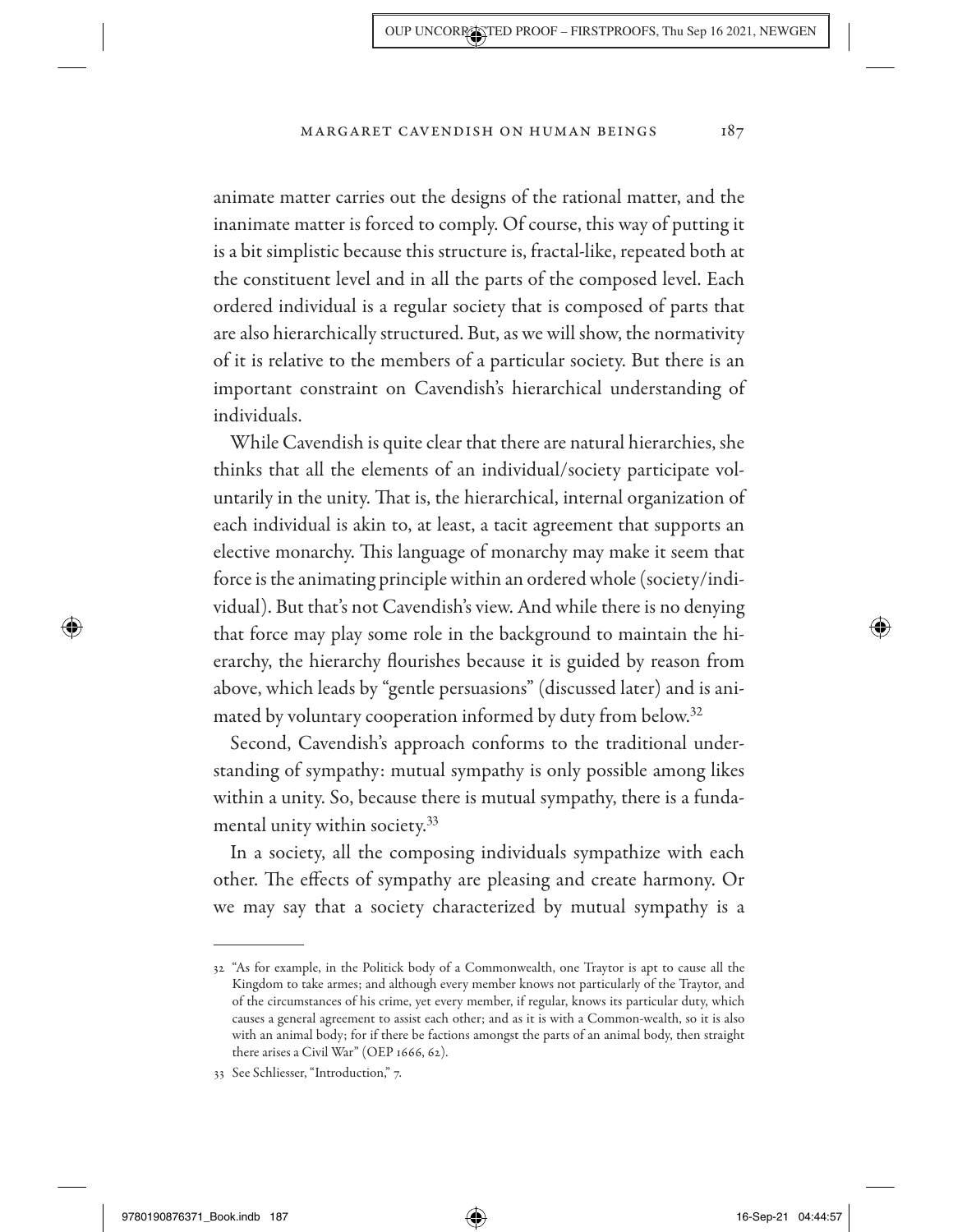animate matter carries out the designs of the rational matter, and the inanimate matter is forced to comply. Of course, this way of putting it is a bit simplistic because this structure is, fractal-like, repeated both at the constituent level and in all the parts of the composed level. Each ordered individual is a regular society that is composed of parts that are also hierarchically structured. But, as we will show, the normativity of it is relative to the members of a particular society. But there is an important constraint on Cavendish's hierarchical understanding of individuals.

While Cavendish is quite clear that there are natural hierarchies, she thinks that all the elements of an individual/society participate voluntarily in the unity. That is, the hierarchical, internal organization of each individual is akin to, at least, a tacit agreement that supports an elective monarchy. This language of monarchy may make it seem that force is the animating principle within an ordered whole (society/individual). But that's not Cavendish's view. And while there is no denying that force may play some role in the background to maintain the hierarchy, the hierarchy flourishes because it is guided by reason from above, which leads by "gentle persuasions" (discussed later) and is animated by voluntary cooperation informed by duty from below.[32]

Second, Cavendish's approach conforms to the traditional understanding of sympathy: mutual sympathy is only possible among likes within a unity. So, because there is mutual sympathy, there is a fundamental unity within society.[33]

In a society, all the composing individuals sympathize with each other. The effects of sympathy are pleasing and create harmony. Or we may say that a society characterized by mutual sympathy is a

---

32 "As for example, in the Politick body of a Commonwealth, one Traytor is apt to cause all the Kingdom to take armes; and although every member knows not particularly of the Traytor, and of the circumstances of his crime, yet every member, if regular, knows its particular duty, which causes a general agreement to assist each other; and as it is with a Common-wealth, so it is also with an animal body; for if there be factions amongst the parts of an animal body, then straight there arises a Civil War" (OEP 1666, 62).

33 See Schliesser, "Introduction," 7.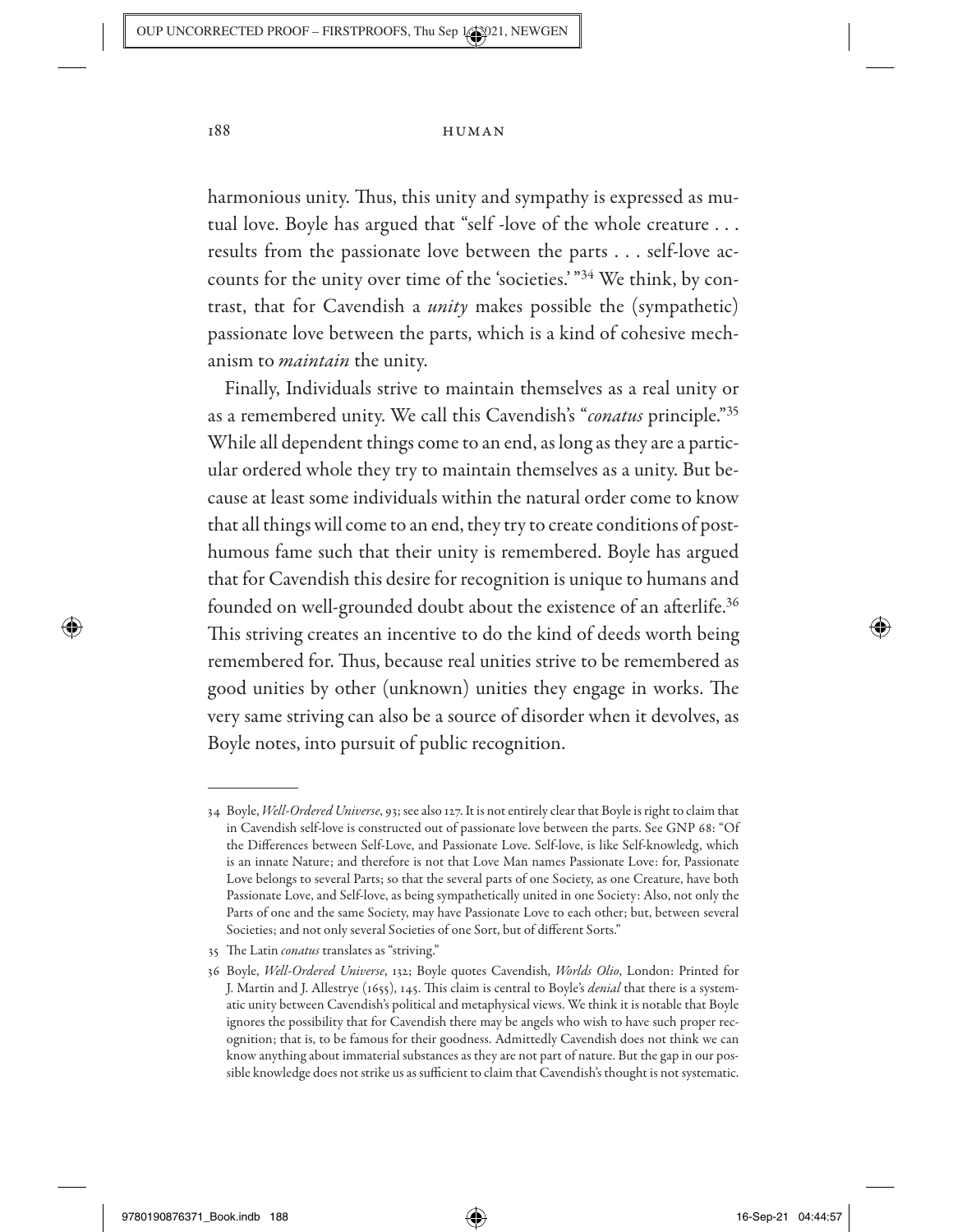harmonious unity. Thus, this unity and sympathy is expressed as mutual love. Boyle has argued that "self -love of the whole creature . . . results from the passionate love between the parts . . . self-love accounts for the unity over time of the 'societies.' "[34] We think, by contrast, that for Cavendish a *unity* makes possible the (sympathetic) passionate love between the parts, which is a kind of cohesive mechanism to *maintain* the unity.

Finally, Individuals strive to maintain themselves as a real unity or as a remembered unity. We call this Cavendish's "*conatus* principle."[35] While all dependent things come to an end, as long as they are a particular ordered whole they try to maintain themselves as a unity. But because at least some individuals within the natural order come to know that all things will come to an end, they try to create conditions of posthumous fame such that their unity is remembered. Boyle has argued that for Cavendish this desire for recognition is unique to humans and founded on well-grounded doubt about the existence of an afterlife.[36] This striving creates an incentive to do the kind of deeds worth being remembered for. Thus, because real unities strive to be remembered as good unities by other (unknown) unities they engage in works. The very same striving can also be a source of disorder when it devolves, as Boyle notes, into pursuit of public recognition.

---

34 Boyle, *Well-Ordered Universe*, 93; see also 127. It is not entirely clear that Boyle is right to claim that in Cavendish self-love is constructed out of passionate love between the parts. See GNP 68: "Of the Differences between Self-Love, and Passionate Love. Self-love, is like Self-knowledg, which is an innate Nature; and therefore is not that Love Man names Passionate Love: for, Passionate Love belongs to several Parts; so that the several parts of one Society, as one Creature, have both Passionate Love, and Self-love, as being sympathetically united in one Society: Also, not only the Parts of one and the same Society, may have Passionate Love to each other; but, between several Societies; and not only several Societies of one Sort, but of different Sorts."

35 The Latin *conatus* translates as "striving."

36 Boyle, *Well-Ordered Universe*, 132; Boyle quotes Cavendish, *Worlds Olio*, London: Printed for J. Martin and J. Allestrye (1655), 145. This claim is central to Boyle's *denial* that there is a systematic unity between Cavendish's political and metaphysical views. We think it is notable that Boyle ignores the possibility that for Cavendish there may be angels who wish to have such proper recognition; that is, to be famous for their goodness. Admittedly Cavendish does not think we can know anything about immaterial substances as they are not part of nature. But the gap in our possible knowledge does not strike us as sufficient to claim that Cavendish's thought is not systematic.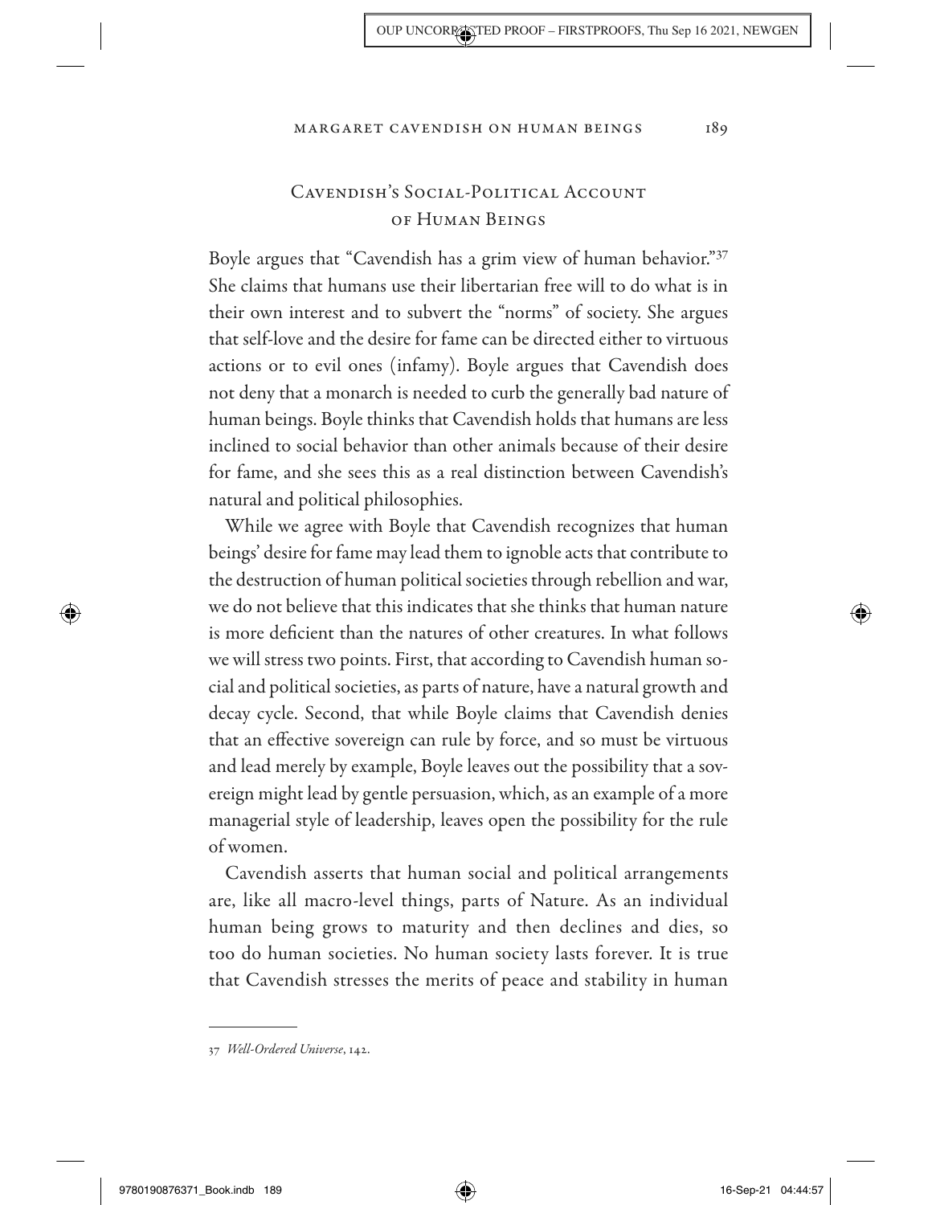## Cavendish's Social-Political Account of Human Beings

Boyle argues that "Cavendish has a grim view of human behavior."[37] She claims that humans use their libertarian free will to do what is in their own interest and to subvert the "norms" of society. She argues that self-love and the desire for fame can be directed either to virtuous actions or to evil ones (infamy). Boyle argues that Cavendish does not deny that a monarch is needed to curb the generally bad nature of human beings. Boyle thinks that Cavendish holds that humans are less inclined to social behavior than other animals because of their desire for fame, and she sees this as a real distinction between Cavendish's natural and political philosophies.

While we agree with Boyle that Cavendish recognizes that human beings' desire for fame may lead them to ignoble acts that contribute to the destruction of human political societies through rebellion and war, we do not believe that this indicates that she thinks that human nature is more deficient than the natures of other creatures. In what follows we will stress two points. First, that according to Cavendish human social and political societies, as parts of nature, have a natural growth and decay cycle. Second, that while Boyle claims that Cavendish denies that an effective sovereign can rule by force, and so must be virtuous and lead merely by example, Boyle leaves out the possibility that a sovereign might lead by gentle persuasion, which, as an example of a more managerial style of leadership, leaves open the possibility for the rule of women.

Cavendish asserts that human social and political arrangements are, like all macro-level things, parts of Nature. As an individual human being grows to maturity and then declines and dies, so too do human societies. No human society lasts forever. It is true that Cavendish stresses the merits of peace and stability in human

---

37 *Well-Ordered Universe*, 142.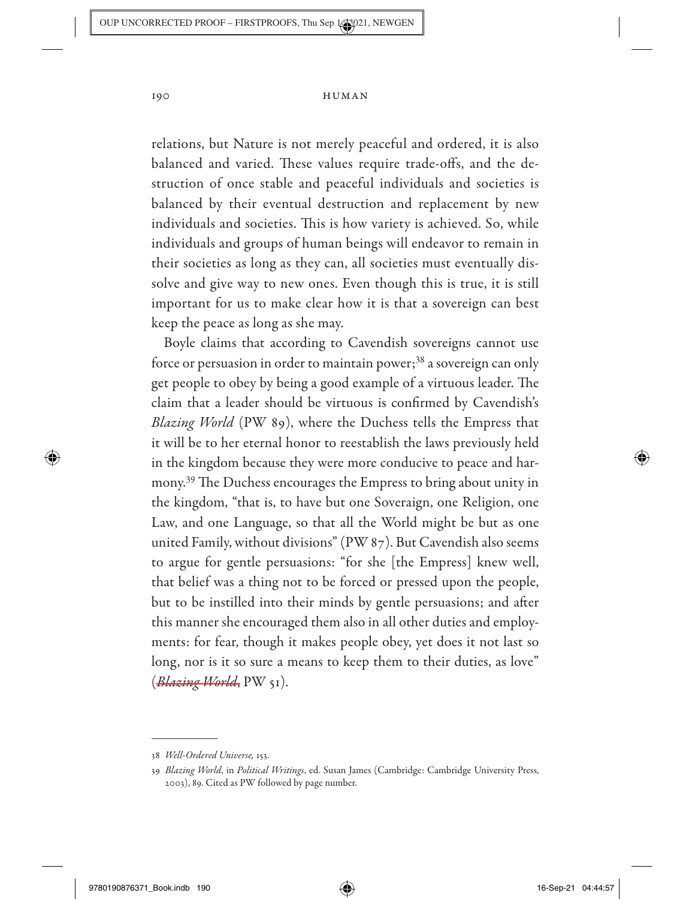relations, but Nature is not merely peaceful and ordered, it is also balanced and varied. These values require trade-offs, and the destruction of once stable and peaceful individuals and societies is balanced by their eventual destruction and replacement by new individuals and societies. This is how variety is achieved. So, while individuals and groups of human beings will endeavor to remain in their societies as long as they can, all societies must eventually dissolve and give way to new ones. Even though this is true, it is still important for us to make clear how it is that a sovereign can best keep the peace as long as she may.

Boyle claims that according to Cavendish sovereigns cannot use force or persuasion in order to maintain power;[38] a sovereign can only get people to obey by being a good example of a virtuous leader. The claim that a leader should be virtuous is confirmed by Cavendish's *Blazing World* (PW 89), where the Duchess tells the Empress that it will be to her eternal honor to reestablish the laws previously held in the kingdom because they were more conducive to peace and harmony.[39] The Duchess encourages the Empress to bring about unity in the kingdom, "that is, to have but one Soveraign, one Religion, one Law, and one Language, so that all the World might be but as one united Family, without divisions" (PW 87). But Cavendish also seems to argue for gentle persuasions: "for she [the Empress] knew well, that belief was a thing not to be forced or pressed upon the people, but to be instilled into their minds by gentle persuasions; and after this manner she encouraged them also in all other duties and employments: for fear, though it makes people obey, yet does it not last so long, nor is it so sure a means to keep them to their duties, as love" (~~*Blazing World*,~~ PW 51).

---

38 *Well-Ordered Universe,* 153.

39 *Blazing World*, in *Political Writings*, ed. Susan James (Cambridge: Cambridge University Press, 2003), 89. Cited as PW followed by page number.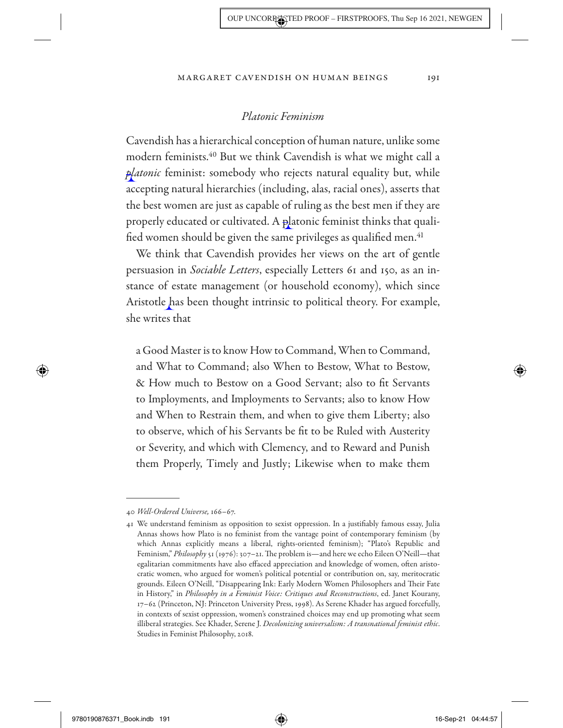## *Platonic Feminism*

Cavendish has a hierarchical conception of human nature, unlike some modern feminists.[40] But we think Cavendish is what we might call a *platonic* feminist: somebody who rejects natural equality but, while accepting natural hierarchies (including, alas, racial ones), asserts that the best women are just as capable of ruling as the best men if they are properly educated or cultivated. A platonic feminist thinks that qualified women should be given the same privileges as qualified men.[41]

We think that Cavendish provides her views on the art of gentle persuasion in *Sociable Letters*, especially Letters 61 and 150, as an instance of estate management (or household economy), which since Aristotle has been thought intrinsic to political theory. For example, she writes that

> a Good Master is to know How to Command, When to Command, and What to Command; also When to Bestow, What to Bestow, & How much to Bestow on a Good Servant; also to fit Servants to Imployments, and Imployments to Servants; also to know How and When to Restrain them, and when to give them Liberty; also to observe, which of his Servants be fit to be Ruled with Austerity or Severity, and which with Clemency, and to Reward and Punish them Properly, Timely and Justly; Likewise when to make them

40 *Well-Ordered Universe*, 166–67.

41 We understand feminism as opposition to sexist oppression. In a justifiably famous essay, Julia Annas shows how Plato is no feminist from the vantage point of contemporary feminism (by which Annas explicitly means a liberal, rights-oriented feminism); "Plato's Republic and Feminism," *Philosophy* 51 (1976): 307–21. The problem is—and here we echo Eileen O'Neill—that egalitarian commitments have also effaced appreciation and knowledge of women, often aristocratic women, who argued for women's political potential or contribution on, say, meritocratic grounds. Eileen O'Neill, "Disappearing Ink: Early Modern Women Philosophers and Their Fate in History," in *Philosophy in a Feminist Voice: Critiques and Reconstructions*, ed. Janet Kourany, 17–62 (Princeton, NJ: Princeton University Press, 1998). As Serene Khader has argued forcefully, in contexts of sexist oppression, women's constrained choices may end up promoting what seem illiberal strategies. See Khader, Serene J. *Decolonizing universalism: A transnational feminist ethic*. Studies in Feminist Philosophy, 2018.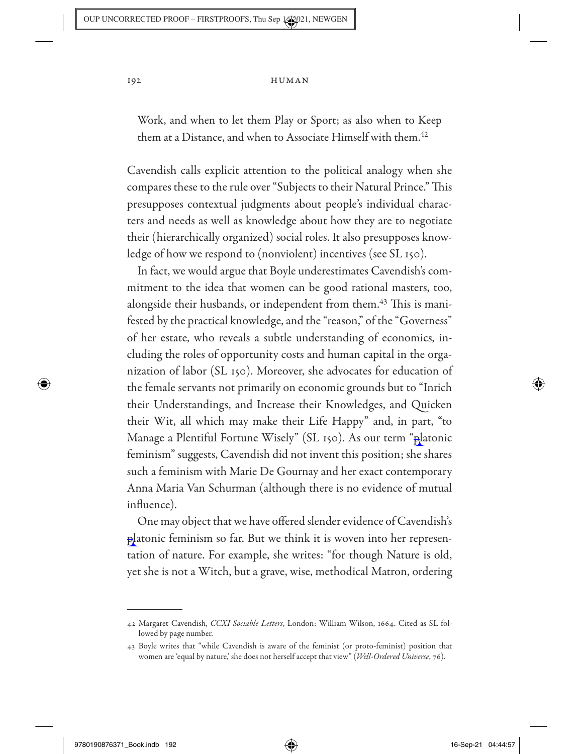Work, and when to let them Play or Sport; as also when to Keep them at a Distance, and when to Associate Himself with them.[42]

Cavendish calls explicit attention to the political analogy when she compares these to the rule over "Subjects to their Natural Prince." This presupposes contextual judgments about people's individual characters and needs as well as knowledge about how they are to negotiate their (hierarchically organized) social roles. It also presupposes knowledge of how we respond to (nonviolent) incentives (see SL 150).

In fact, we would argue that Boyle underestimates Cavendish's commitment to the idea that women can be good rational masters, too, alongside their husbands, or independent from them.[43] This is manifested by the practical knowledge, and the "reason," of the "Governess" of her estate, who reveals a subtle understanding of economics, including the roles of opportunity costs and human capital in the organization of labor (SL 150). Moreover, she advocates for education of the female servants not primarily on economic grounds but to "Inrich their Understandings, and Increase their Knowledges, and Quicken their Wit, all which may make their Life Happy" and, in part, "to Manage a Plentiful Fortune Wisely" (SL 150). As our term "platonic feminism" suggests, Cavendish did not invent this position; she shares such a feminism with Marie De Gournay and her exact contemporary Anna Maria Van Schurman (although there is no evidence of mutual influence).

One may object that we have offered slender evidence of Cavendish's platonic feminism so far. But we think it is woven into her representation of nature. For example, she writes: "for though Nature is old, yet she is not a Witch, but a grave, wise, methodical Matron, ordering

---

42 Margaret Cavendish, *CCXI Sociable Letters*, London: William Wilson, 1664. Cited as SL followed by page number.

43 Boyle writes that "while Cavendish is aware of the feminist (or proto-feminist) position that women are 'equal by nature,' she does not herself accept that view" (*Well-Ordered Universe*, 76).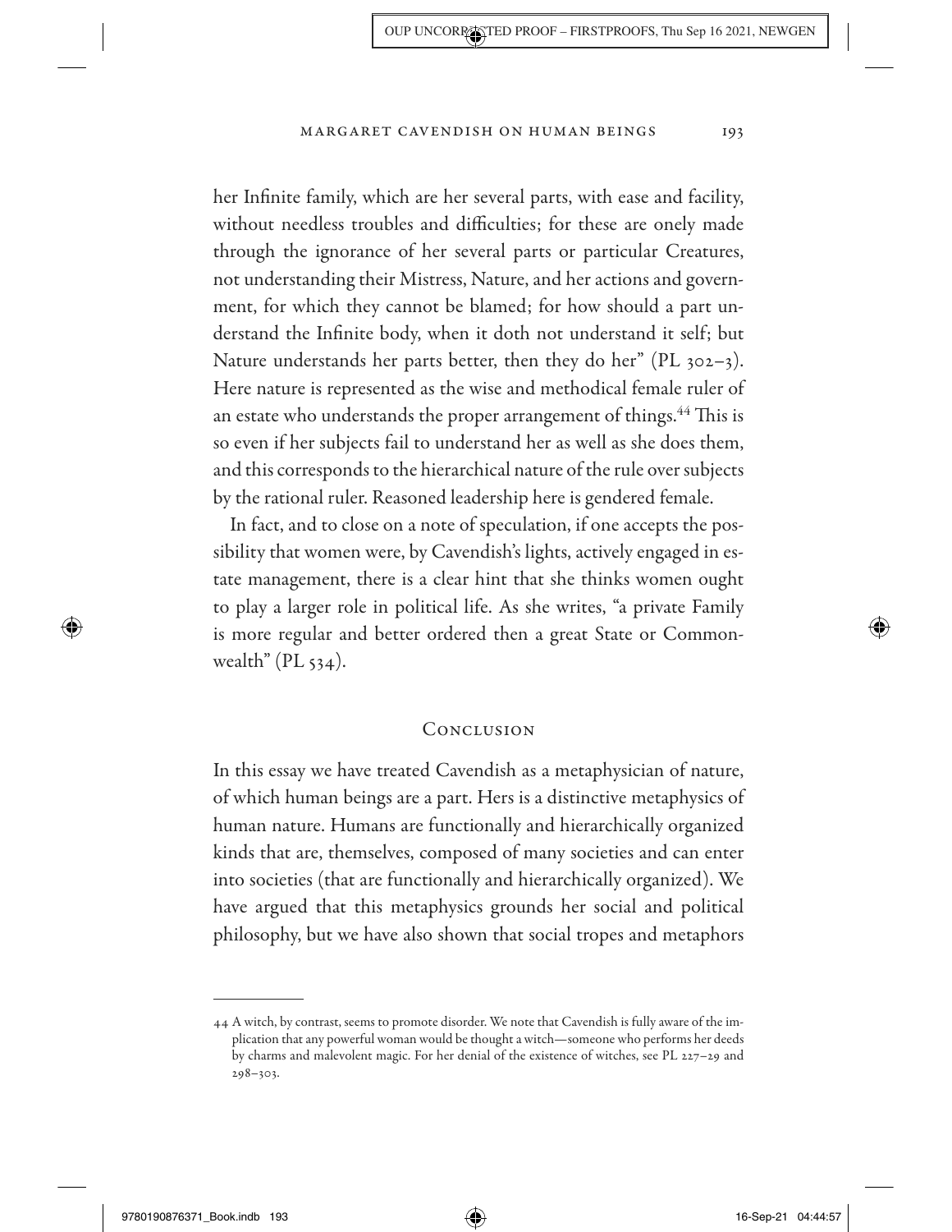her Infinite family, which are her several parts, with ease and facility, without needless troubles and difficulties; for these are onely made through the ignorance of her several parts or particular Creatures, not understanding their Mistress, Nature, and her actions and government, for which they cannot be blamed; for how should a part understand the Infinite body, when it doth not understand it self; but Nature understands her parts better, then they do her" (PL 302–3). Here nature is represented as the wise and methodical female ruler of an estate who understands the proper arrangement of things.[44] This is so even if her subjects fail to understand her as well as she does them, and this corresponds to the hierarchical nature of the rule over subjects by the rational ruler. Reasoned leadership here is gendered female.

In fact, and to close on a note of speculation, if one accepts the possibility that women were, by Cavendish's lights, actively engaged in estate management, there is a clear hint that she thinks women ought to play a larger role in political life. As she writes, "a private Family is more regular and better ordered then a great State or Commonwealth" (PL 534).

## Conclusion

In this essay we have treated Cavendish as a metaphysician of nature, of which human beings are a part. Hers is a distinctive metaphysics of human nature. Humans are functionally and hierarchically organized kinds that are, themselves, composed of many societies and can enter into societies (that are functionally and hierarchically organized). We have argued that this metaphysics grounds her social and political philosophy, but we have also shown that social tropes and metaphors

---

44 A witch, by contrast, seems to promote disorder. We note that Cavendish is fully aware of the implication that any powerful woman would be thought a witch—someone who performs her deeds by charms and malevolent magic. For her denial of the existence of witches, see PL 227–29 and 298–303.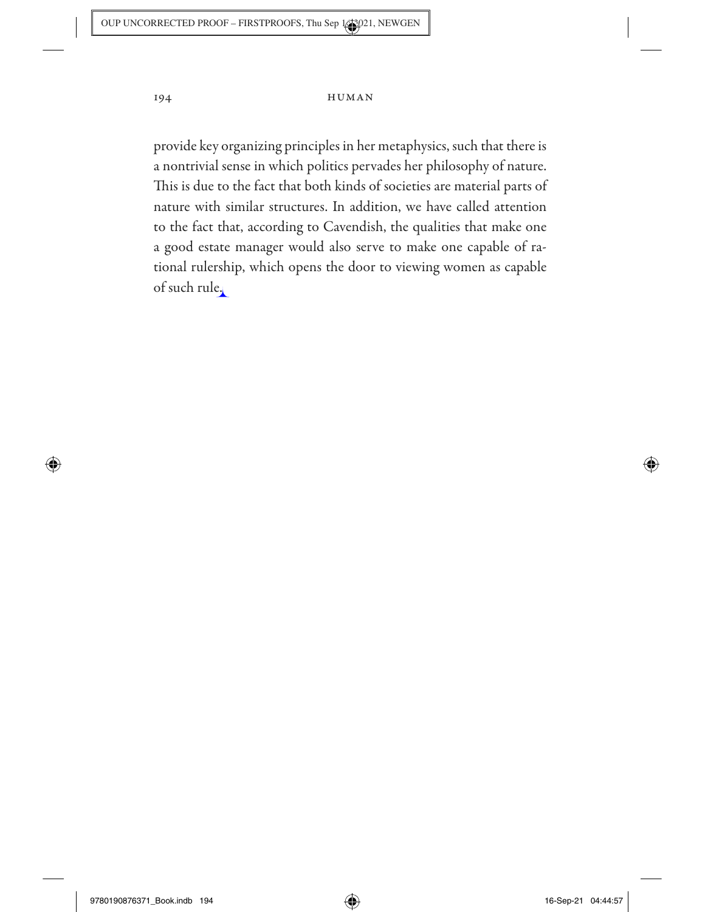provide key organizing principles in her metaphysics, such that there is a nontrivial sense in which politics pervades her philosophy of nature. This is due to the fact that both kinds of societies are material parts of nature with similar structures. In addition, we have called attention to the fact that, according to Cavendish, the qualities that make one a good estate manager would also serve to make one capable of rational rulership, which opens the door to viewing women as capable of such rule.